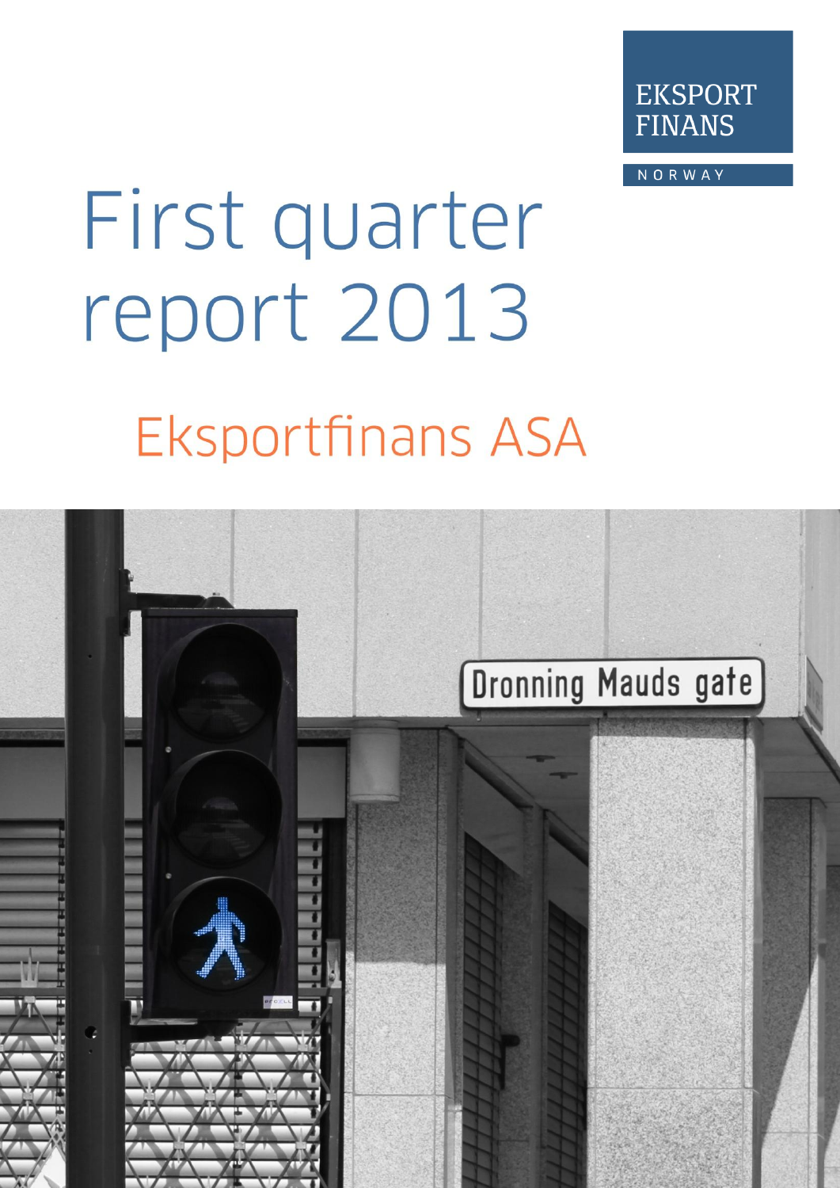EKSPORT FINANS

NORWAY

# First quarter report 2013

## Eksportfinans ASA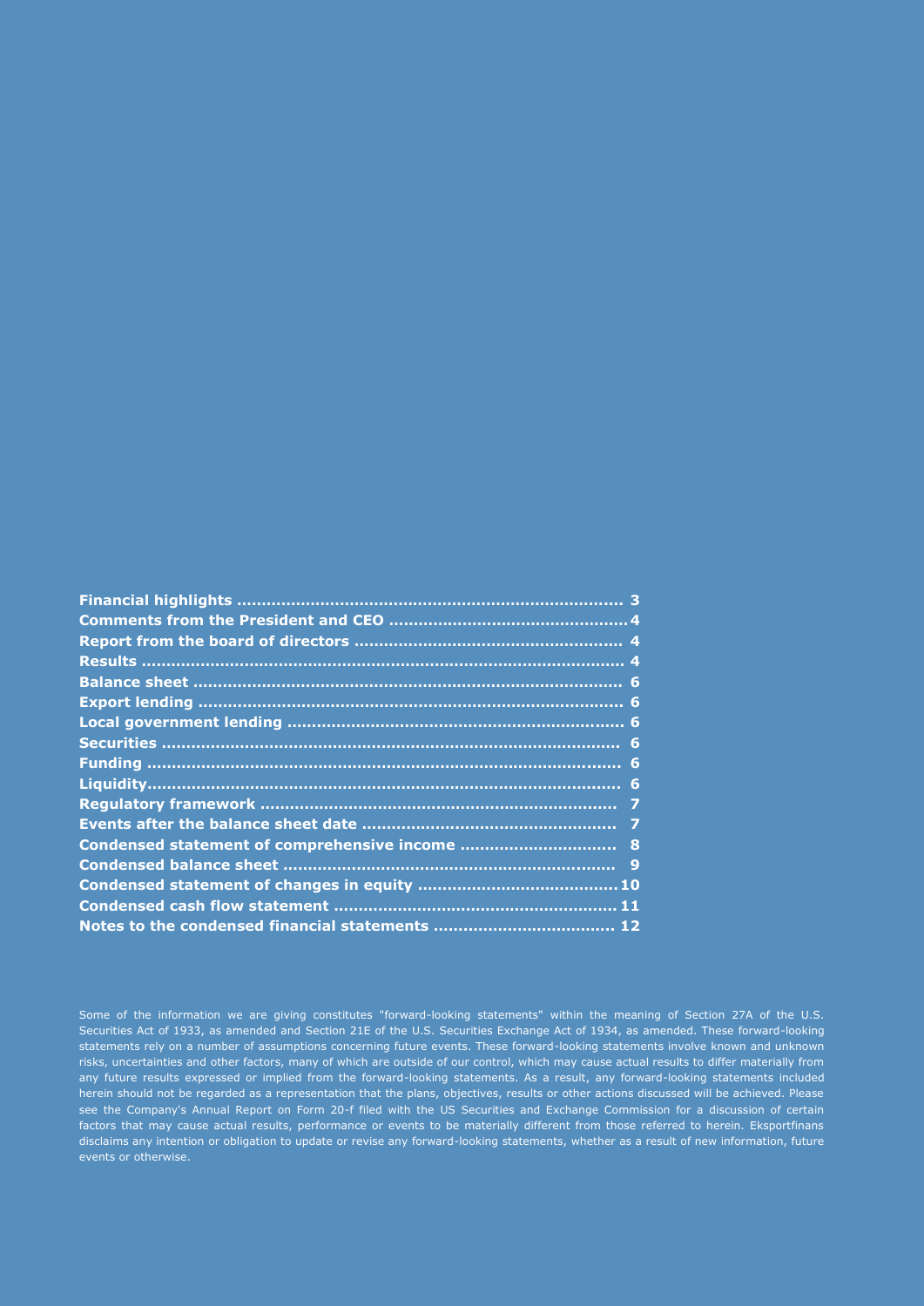| | |
|---|---|
| **Financial highlights** | **3** |
| **Comments from the President and CEO** | **4** |
| **Report from the board of directors** | **4** |
| **Results** | **4** |
| **Balance sheet** | **6** |
| **Export lending** | **6** |
| **Local government lending** | **6** |
| **Securities** | **6** |
| **Funding** | **6** |
| **Liquidity** | **6** |
| **Regulatory framework** | **7** |
| **Events after the balance sheet date** | **7** |
| **Condensed statement of comprehensive income** | **8** |
| **Condensed balance sheet** | **9** |
| **Condensed statement of changes in equity** | **10** |
| **Condensed cash flow statement** | **11** |
| **Notes to the condensed financial statements** | **12** |

Some of the information we are giving constitutes "forward-looking statements" within the meaning of Section 27A of the U.S. Securities Act of 1933, as amended and Section 21E of the U.S. Securities Exchange Act of 1934, as amended. These forward-looking statements rely on a number of assumptions concerning future events. These forward-looking statements involve known and unknown risks, uncertainties and other factors, many of which are outside of our control, which may cause actual results to differ materially from any future results expressed or implied from the forward-looking statements. As a result, any forward-looking statements included herein should not be regarded as a representation that the plans, objectives, results or other actions discussed will be achieved. Please see the Company's Annual Report on Form 20-f filed with the US Securities and Exchange Commission for a discussion of certain factors that may cause actual results, performance or events to be materially different from those referred to herein. Eksportfinans disclaims any intention or obligation to update or revise any forward-looking statements, whether as a result of new information, future events or otherwise.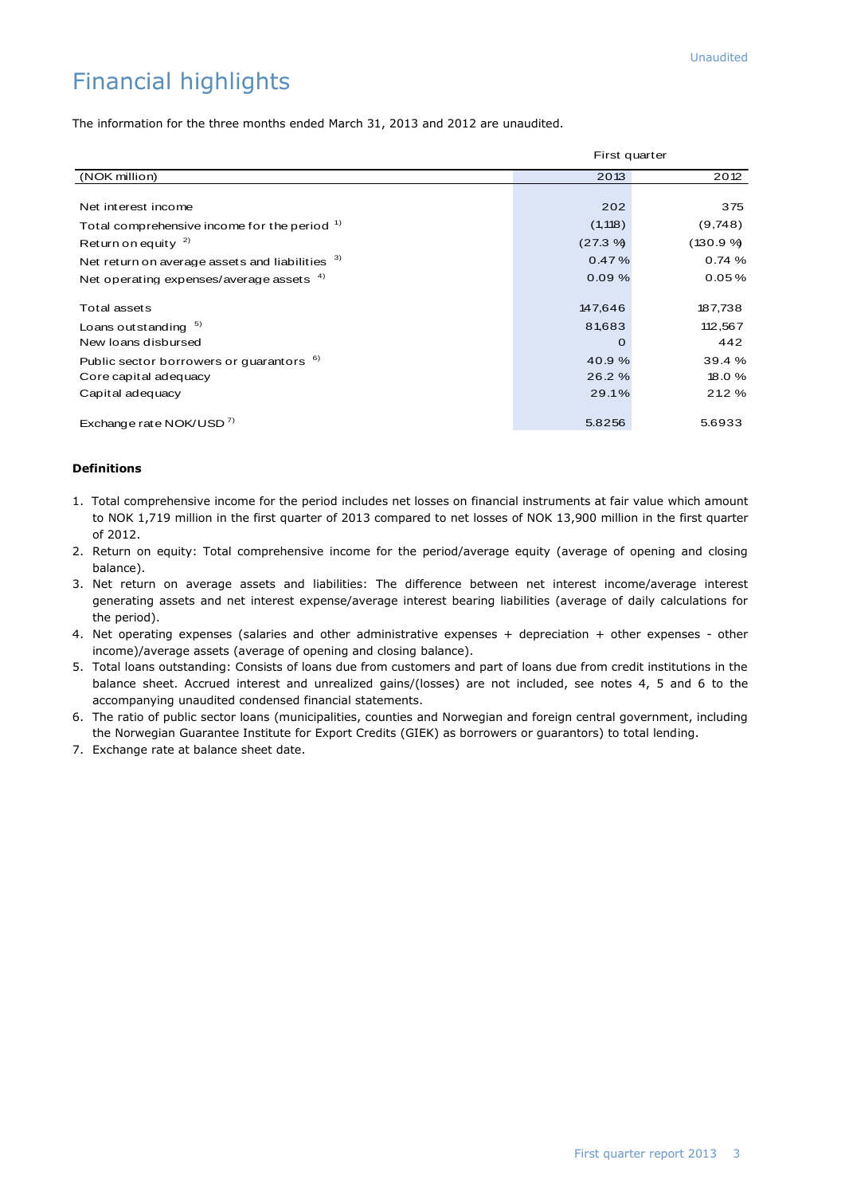Unaudited

# Financial highlights

The information for the three months ended March 31, 2013 and 2012 are unaudited.

| (NOK million) | First quarter 2013 | 2012 |
|---|---|---|
| Net interest income | 202 | 375 |
| Total comprehensive income for the period [1] | (1,118) | (9,748) |
| Return on equity [2] | (27.3 %) | (130.9 %) |
| Net return on average assets and liabilities [3] | 0.47 % | 0.74 % |
| Net operating expenses/average assets [4] | 0.09 % | 0.05 % |
| Total assets | 147,646 | 187,738 |
| Loans outstanding [5] | 81,683 | 112,567 |
| New loans disbursed | 0 | 442 |
| Public sector borrowers or guarantors [6] | 40.9 % | 39.4 % |
| Core capital adequacy | 26.2 % | 18.0 % |
| Capital adequacy | 29.1% | 21.2 % |
| Exchange rate NOK/USD [7] | 5.8256 | 5.6933 |

**Definitions**

1. Total comprehensive income for the period includes net losses on financial instruments at fair value which amount to NOK 1,719 million in the first quarter of 2013 compared to net losses of NOK 13,900 million in the first quarter of 2012.
2. Return on equity: Total comprehensive income for the period/average equity (average of opening and closing balance).
3. Net return on average assets and liabilities: The difference between net interest income/average interest generating assets and net interest expense/average interest bearing liabilities (average of daily calculations for the period).
4. Net operating expenses (salaries and other administrative expenses + depreciation + other expenses - other income)/average assets (average of opening and closing balance).
5. Total loans outstanding: Consists of loans due from customers and part of loans due from credit institutions in the balance sheet. Accrued interest and unrealized gains/(losses) are not included, see notes 4, 5 and 6 to the accompanying unaudited condensed financial statements.
6. The ratio of public sector loans (municipalities, counties and Norwegian and foreign central government, including the Norwegian Guarantee Institute for Export Credits (GIEK) as borrowers or guarantors) to total lending.
7. Exchange rate at balance sheet date.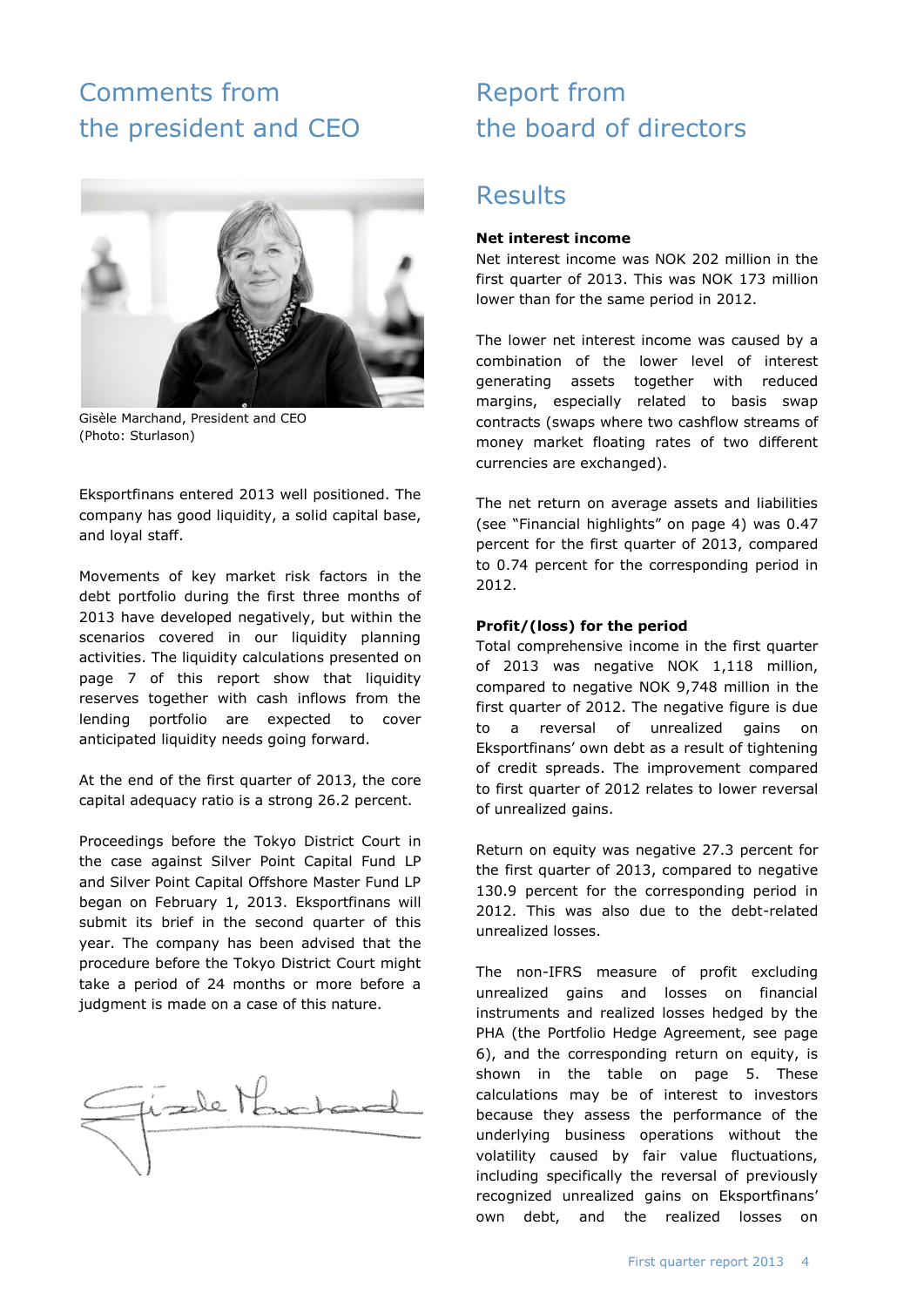# Comments from the president and CEO

Gisèle Marchand, President and CEO
(Photo: Sturlason)

Eksportfinans entered 2013 well positioned. The company has good liquidity, a solid capital base, and loyal staff.

Movements of key market risk factors in the debt portfolio during the first three months of 2013 have developed negatively, but within the scenarios covered in our liquidity planning activities. The liquidity calculations presented on page 7 of this report show that liquidity reserves together with cash inflows from the lending portfolio are expected to cover anticipated liquidity needs going forward.

At the end of the first quarter of 2013, the core capital adequacy ratio is a strong 26.2 percent.

Proceedings before the Tokyo District Court in the case against Silver Point Capital Fund LP and Silver Point Capital Offshore Master Fund LP began on February 1, 2013. Eksportfinans will submit its brief in the second quarter of this year. The company has been advised that the procedure before the Tokyo District Court might take a period of 24 months or more before a judgment is made on a case of this nature.

# Report from the board of directors

## Results

**Net interest income**

Net interest income was NOK 202 million in the first quarter of 2013. This was NOK 173 million lower than for the same period in 2012.

The lower net interest income was caused by a combination of the lower level of interest generating assets together with reduced margins, especially related to basis swap contracts (swaps where two cashflow streams of money market floating rates of two different currencies are exchanged).

The net return on average assets and liabilities (see "Financial highlights" on page 4) was 0.47 percent for the first quarter of 2013, compared to 0.74 percent for the corresponding period in 2012.

**Profit/(loss) for the period**

Total comprehensive income in the first quarter of 2013 was negative NOK 1,118 million, compared to negative NOK 9,748 million in the first quarter of 2012. The negative figure is due to a reversal of unrealized gains on Eksportfinans' own debt as a result of tightening of credit spreads. The improvement compared to first quarter of 2012 relates to lower reversal of unrealized gains.

Return on equity was negative 27.3 percent for the first quarter of 2013, compared to negative 130.9 percent for the corresponding period in 2012. This was also due to the debt-related unrealized losses.

The non-IFRS measure of profit excluding unrealized gains and losses on financial instruments and realized losses hedged by the PHA (the Portfolio Hedge Agreement, see page 6), and the corresponding return on equity, is shown in the table on page 5. These calculations may be of interest to investors because they assess the performance of the underlying business operations without the volatility caused by fair value fluctuations, including specifically the reversal of previously recognized unrealized gains on Eksportfinans' own debt, and the realized losses on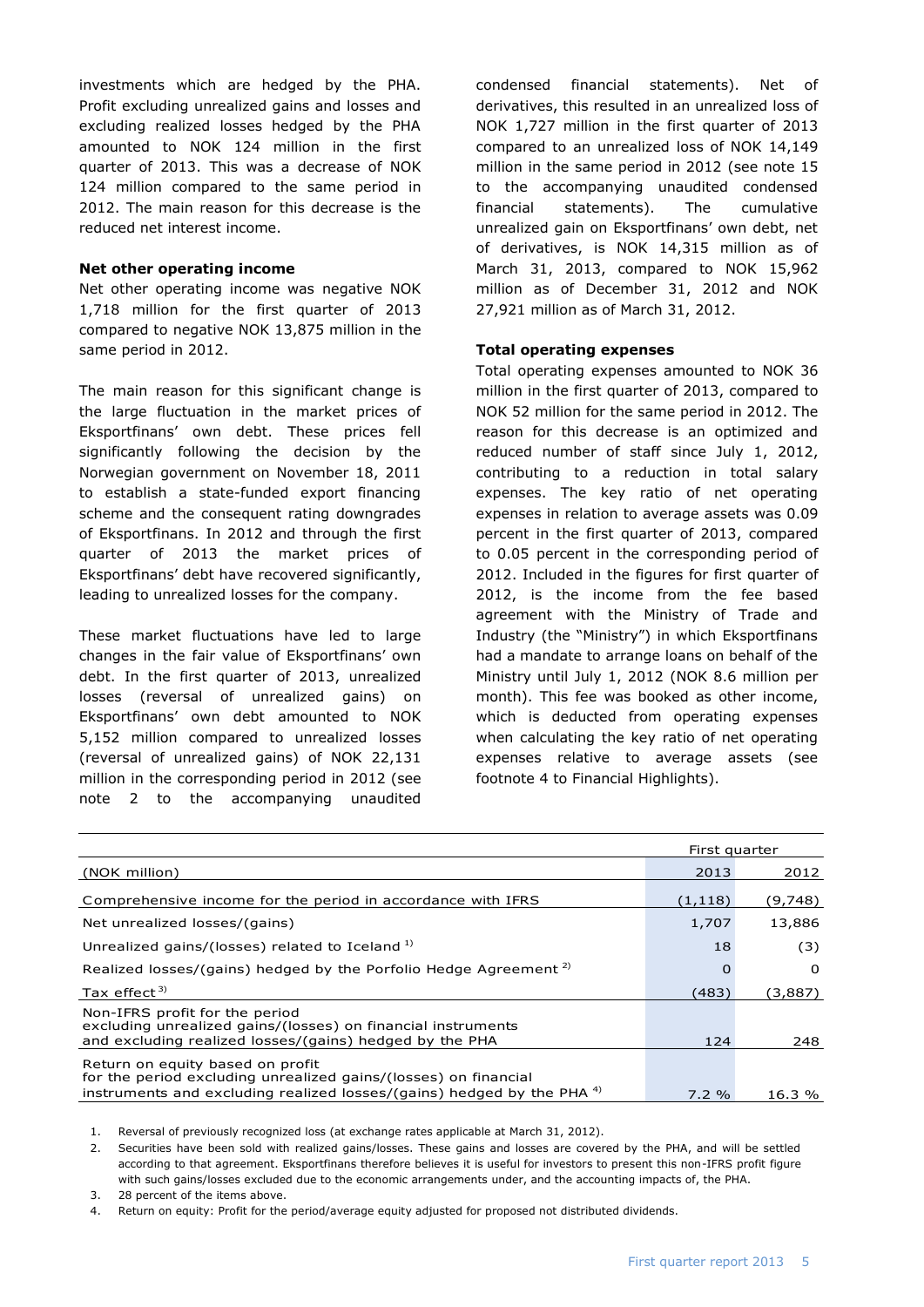investments which are hedged by the PHA. Profit excluding unrealized gains and losses and excluding realized losses hedged by the PHA amounted to NOK 124 million in the first quarter of 2013. This was a decrease of NOK 124 million compared to the same period in 2012. The main reason for this decrease is the reduced net interest income.

**Net other operating income**

Net other operating income was negative NOK 1,718 million for the first quarter of 2013 compared to negative NOK 13,875 million in the same period in 2012.

The main reason for this significant change is the large fluctuation in the market prices of Eksportfinans' own debt. These prices fell significantly following the decision by the Norwegian government on November 18, 2011 to establish a state-funded export financing scheme and the consequent rating downgrades of Eksportfinans. In 2012 and through the first quarter of 2013 the market prices of Eksportfinans' debt have recovered significantly, leading to unrealized losses for the company.

These market fluctuations have led to large changes in the fair value of Eksportfinans' own debt. In the first quarter of 2013, unrealized losses (reversal of unrealized gains) on Eksportfinans' own debt amounted to NOK 5,152 million compared to unrealized losses (reversal of unrealized gains) of NOK 22,131 million in the corresponding period in 2012 (see note 2 to the accompanying unaudited condensed financial statements). Net of derivatives, this resulted in an unrealized loss of NOK 1,727 million in the first quarter of 2013 compared to an unrealized loss of NOK 14,149 million in the same period in 2012 (see note 15 to the accompanying unaudited condensed financial statements). The cumulative unrealized gain on Eksportfinans' own debt, net of derivatives, is NOK 14,315 million as of March 31, 2013, compared to NOK 15,962 million as of December 31, 2012 and NOK 27,921 million as of March 31, 2012.

**Total operating expenses**

Total operating expenses amounted to NOK 36 million in the first quarter of 2013, compared to NOK 52 million for the same period in 2012. The reason for this decrease is an optimized and reduced number of staff since July 1, 2012, contributing to a reduction in total salary expenses. The key ratio of net operating expenses in relation to average assets was 0.09 percent in the first quarter of 2013, compared to 0.05 percent in the corresponding period of 2012. Included in the figures for first quarter of 2012, is the income from the fee based agreement with the Ministry of Trade and Industry (the "Ministry") in which Eksportfinans had a mandate to arrange loans on behalf of the Ministry until July 1, 2012 (NOK 8.6 million per month). This fee was booked as other income, which is deducted from operating expenses when calculating the key ratio of net operating expenses relative to average assets (see footnote 4 to Financial Highlights).

| | First quarter | |
|---|---|---|
| (NOK million) | 2013 | 2012 |
| Comprehensive income for the period in accordance with IFRS | (1,118) | (9,748) |
| Net unrealized losses/(gains) | 1,707 | 13,886 |
| Unrealized gains/(losses) related to Iceland [1] | 18 | (3) |
| Realized losses/(gains) hedged by the Porfolio Hedge Agreement [2] | 0 | 0 |
| Tax effect [3] | (483) | (3,887) |
| Non-IFRS profit for the period excluding unrealized gains/(losses) on financial instruments and excluding realized losses/(gains) hedged by the PHA | 124 | 248 |
| Return on equity based on profit for the period excluding unrealized gains/(losses) on financial instruments and excluding realized losses/(gains) hedged by the PHA [4] | 7.2 % | 16.3 % |

1. Reversal of previously recognized loss (at exchange rates applicable at March 31, 2012).
2. Securities have been sold with realized gains/losses. These gains and losses are covered by the PHA, and will be settled according to that agreement. Eksportfinans therefore believes it is useful for investors to present this non-IFRS profit figure with such gains/losses excluded due to the economic arrangements under, and the accounting impacts of, the PHA.
3. 28 percent of the items above.
4. Return on equity: Profit for the period/average equity adjusted for proposed not distributed dividends.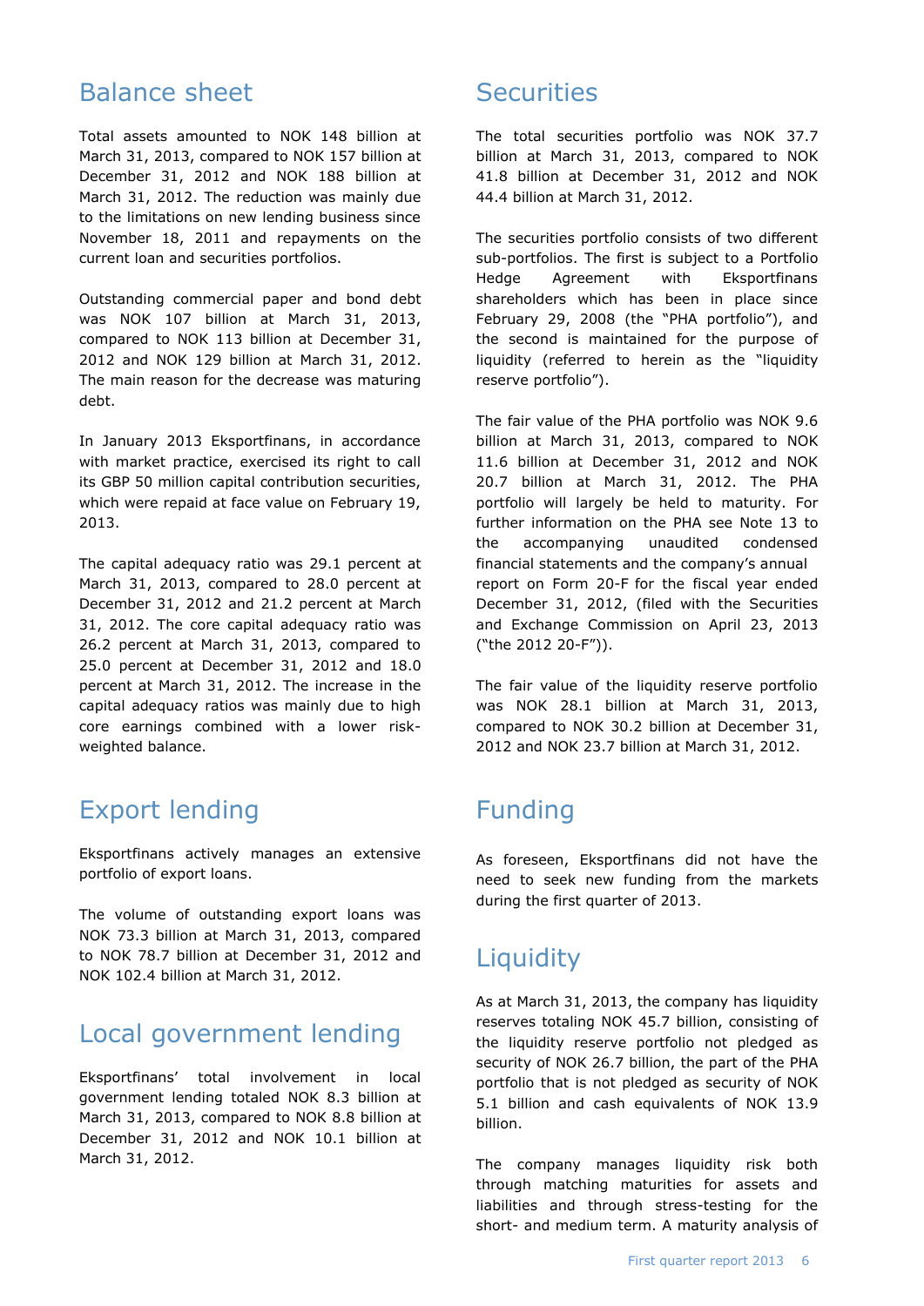## Balance sheet

Total assets amounted to NOK 148 billion at March 31, 2013, compared to NOK 157 billion at December 31, 2012 and NOK 188 billion at March 31, 2012. The reduction was mainly due to the limitations on new lending business since November 18, 2011 and repayments on the current loan and securities portfolios.

Outstanding commercial paper and bond debt was NOK 107 billion at March 31, 2013, compared to NOK 113 billion at December 31, 2012 and NOK 129 billion at March 31, 2012. The main reason for the decrease was maturing debt.

In January 2013 Eksportfinans, in accordance with market practice, exercised its right to call its GBP 50 million capital contribution securities, which were repaid at face value on February 19, 2013.

The capital adequacy ratio was 29.1 percent at March 31, 2013, compared to 28.0 percent at December 31, 2012 and 21.2 percent at March 31, 2012. The core capital adequacy ratio was 26.2 percent at March 31, 2013, compared to 25.0 percent at December 31, 2012 and 18.0 percent at March 31, 2012. The increase in the capital adequacy ratios was mainly due to high core earnings combined with a lower risk-weighted balance.

## Export lending

Eksportfinans actively manages an extensive portfolio of export loans.

The volume of outstanding export loans was NOK 73.3 billion at March 31, 2013, compared to NOK 78.7 billion at December 31, 2012 and NOK 102.4 billion at March 31, 2012.

## Local government lending

Eksportfinans' total involvement in local government lending totaled NOK 8.3 billion at March 31, 2013, compared to NOK 8.8 billion at December 31, 2012 and NOK 10.1 billion at March 31, 2012.

## Securities

The total securities portfolio was NOK 37.7 billion at March 31, 2013, compared to NOK 41.8 billion at December 31, 2012 and NOK 44.4 billion at March 31, 2012.

The securities portfolio consists of two different sub-portfolios. The first is subject to a Portfolio Hedge Agreement with Eksportfinans shareholders which has been in place since February 29, 2008 (the "PHA portfolio"), and the second is maintained for the purpose of liquidity (referred to herein as the "liquidity reserve portfolio").

The fair value of the PHA portfolio was NOK 9.6 billion at March 31, 2013, compared to NOK 11.6 billion at December 31, 2012 and NOK 20.7 billion at March 31, 2012. The PHA portfolio will largely be held to maturity. For further information on the PHA see Note 13 to the accompanying unaudited condensed financial statements and the company's annual report on Form 20-F for the fiscal year ended December 31, 2012, (filed with the Securities and Exchange Commission on April 23, 2013 ("the 2012 20-F")).

The fair value of the liquidity reserve portfolio was NOK 28.1 billion at March 31, 2013, compared to NOK 30.2 billion at December 31, 2012 and NOK 23.7 billion at March 31, 2012.

## Funding

As foreseen, Eksportfinans did not have the need to seek new funding from the markets during the first quarter of 2013.

## Liquidity

As at March 31, 2013, the company has liquidity reserves totaling NOK 45.7 billion, consisting of the liquidity reserve portfolio not pledged as security of NOK 26.7 billion, the part of the PHA portfolio that is not pledged as security of NOK 5.1 billion and cash equivalents of NOK 13.9 billion.

The company manages liquidity risk both through matching maturities for assets and liabilities and through stress-testing for the short- and medium term. A maturity analysis of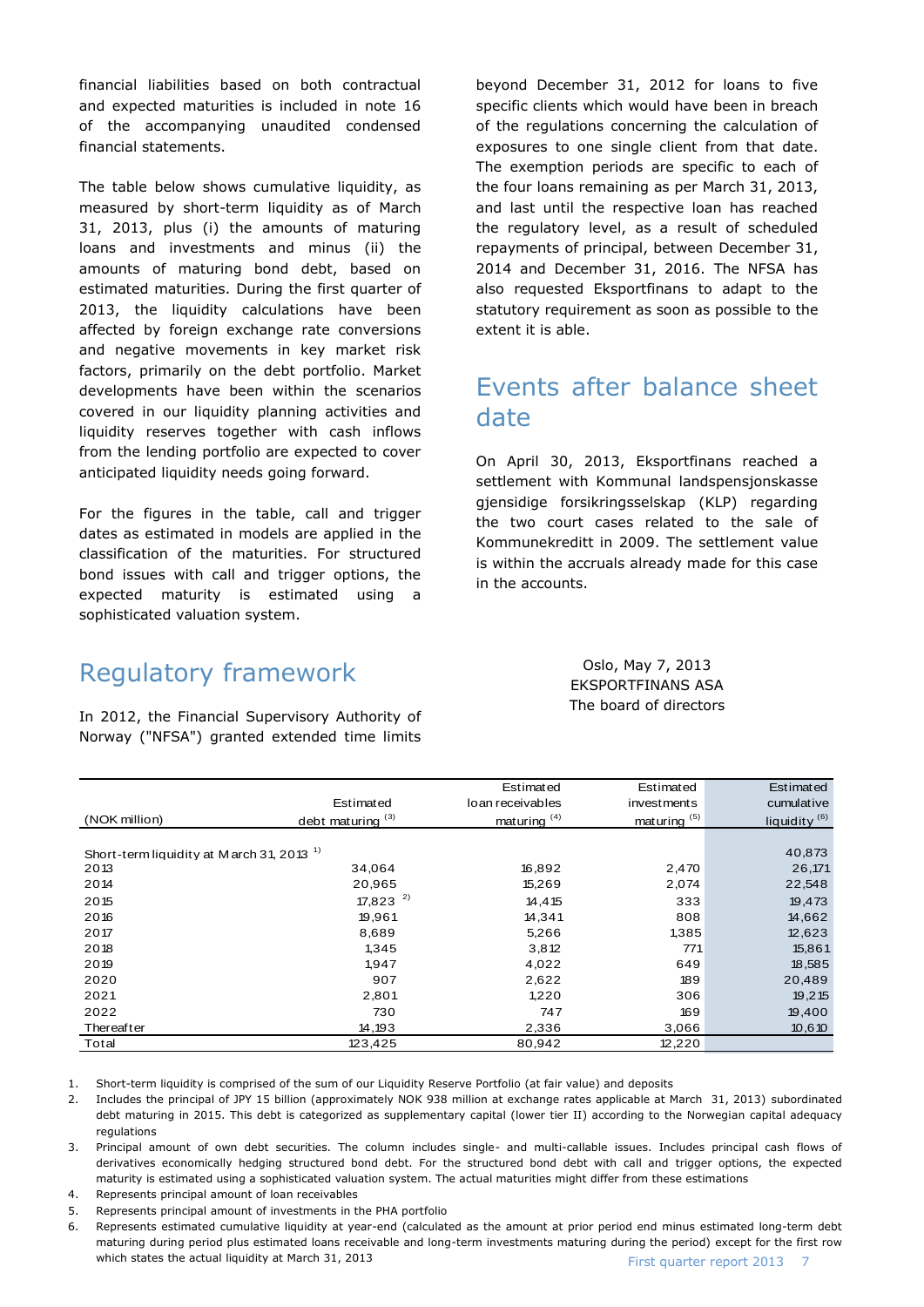financial liabilities based on both contractual and expected maturities is included in note 16 of the accompanying unaudited condensed financial statements.

The table below shows cumulative liquidity, as measured by short-term liquidity as of March 31, 2013, plus (i) the amounts of maturing loans and investments and minus (ii) the amounts of maturing bond debt, based on estimated maturities. During the first quarter of 2013, the liquidity calculations have been affected by foreign exchange rate conversions and negative movements in key market risk factors, primarily on the debt portfolio. Market developments have been within the scenarios covered in our liquidity planning activities and liquidity reserves together with cash inflows from the lending portfolio are expected to cover anticipated liquidity needs going forward.

For the figures in the table, call and trigger dates as estimated in models are applied in the classification of the maturities. For structured bond issues with call and trigger options, the expected maturity is estimated using a sophisticated valuation system.

# Regulatory framework

In 2012, the Financial Supervisory Authority of Norway ("NFSA") granted extended time limits beyond December 31, 2012 for loans to five specific clients which would have been in breach of the regulations concerning the calculation of exposures to one single client from that date. The exemption periods are specific to each of the four loans remaining as per March 31, 2013, and last until the respective loan has reached the regulatory level, as a result of scheduled repayments of principal, between December 31, 2014 and December 31, 2016. The NFSA has also requested Eksportfinans to adapt to the statutory requirement as soon as possible to the extent it is able.

# Events after balance sheet date

On April 30, 2013, Eksportfinans reached a settlement with Kommunal landspensjonskasse gjensidige forsikringsselskap (KLP) regarding the two court cases related to the sale of Kommunekreditt in 2009. The settlement value is within the accruals already made for this case in the accounts.

Oslo, May 7, 2013
EKSPORTFINANS ASA
The board of directors

| (NOK million) | Estimated debt maturing [3] | Estimated loan receivables maturing [4] | Estimated investments maturing [5] | Estimated cumulative liquidity [6] |
|---|---|---|---|---|
| Short-term liquidity at March 31, 2013 [1] | | | | 40,873 |
| 2013 | 34,064 | 16,892 | 2,470 | 26,171 |
| 2014 | 20,965 | 15,269 | 2,074 | 22,548 |
| 2015 | 17,823 [2] | 14,415 | 333 | 19,473 |
| 2016 | 19,961 | 14,341 | 808 | 14,662 |
| 2017 | 8,689 | 5,266 | 1,385 | 12,623 |
| 2018 | 1,345 | 3,812 | 771 | 15,861 |
| 2019 | 1,947 | 4,022 | 649 | 18,585 |
| 2020 | 907 | 2,622 | 189 | 20,489 |
| 2021 | 2,801 | 1,220 | 306 | 19,215 |
| 2022 | 730 | 747 | 169 | 19,400 |
| Thereafter | 14,193 | 2,336 | 3,066 | 10,610 |
| Total | 123,425 | 80,942 | 12,220 | |

1. Short-term liquidity is comprised of the sum of our Liquidity Reserve Portfolio (at fair value) and deposits
2. Includes the principal of JPY 15 billion (approximately NOK 938 million at exchange rates applicable at March 31, 2013) subordinated debt maturing in 2015. This debt is categorized as supplementary capital (lower tier II) according to the Norwegian capital adequacy regulations
3. Principal amount of own debt securities. The column includes single- and multi-callable issues. Includes principal cash flows of derivatives economically hedging structured bond debt. For the structured bond debt with call and trigger options, the expected maturity is estimated using a sophisticated valuation system. The actual maturities might differ from these estimations
4. Represents principal amount of loan receivables
5. Represents principal amount of investments in the PHA portfolio
6. Represents estimated cumulative liquidity at year-end (calculated as the amount at prior period end minus estimated long-term debt maturing during period plus estimated loans receivable and long-term investments maturing during the period) except for the first row which states the actual liquidity at March 31, 2013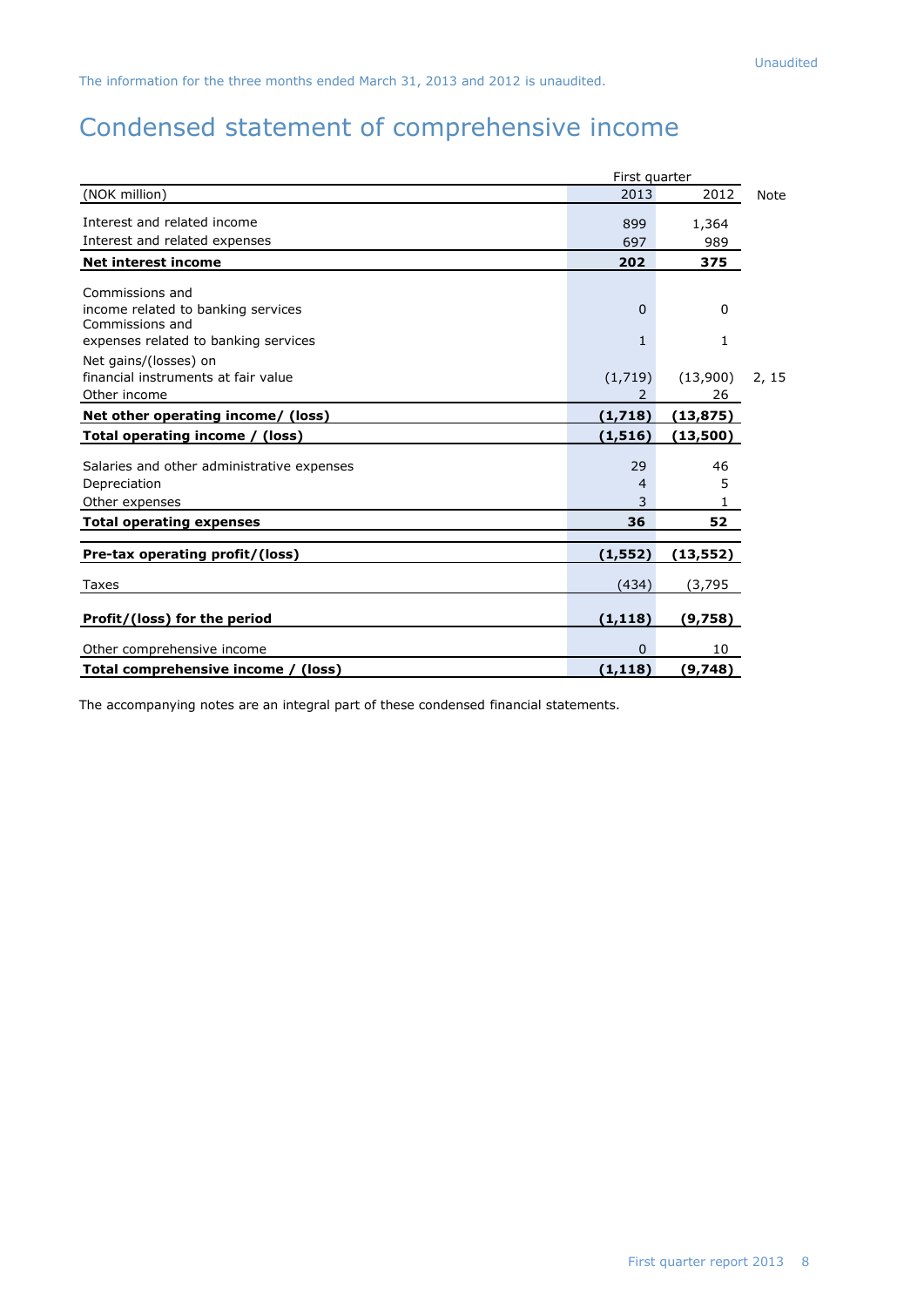The information for the three months ended March 31, 2013 and 2012 is unaudited.

# Condensed statement of comprehensive income

| | First quarter | | |
|---|---|---|---|
| (NOK million) | 2013 | 2012 | Note |
| Interest and related income | 899 | 1,364 | |
| Interest and related expenses | 697 | 989 | |
| **Net interest income** | **202** | **375** | |
| Commissions and income related to banking services | 0 | 0 | |
| Commissions and expenses related to banking services | 1 | 1 | |
| Net gains/(losses) on financial instruments at fair value | (1,719) | (13,900) | 2, 15 |
| Other income | 2 | 26 | |
| **Net other operating income/ (loss)** | **(1,718)** | **(13,875)** | |
| **Total operating income / (loss)** | **(1,516)** | **(13,500)** | |
| Salaries and other administrative expenses | 29 | 46 | |
| Depreciation | 4 | 5 | |
| Other expenses | 3 | 1 | |
| **Total operating expenses** | **36** | **52** | |
| **Pre-tax operating profit/(loss)** | **(1,552)** | **(13,552)** | |
| Taxes | (434) | (3,795 | |
| **Profit/(loss) for the period** | **(1,118)** | **(9,758)** | |
| Other comprehensive income | 0 | 10 | |
| **Total comprehensive income / (loss)** | **(1,118)** | **(9,748)** | |

The accompanying notes are an integral part of these condensed financial statements.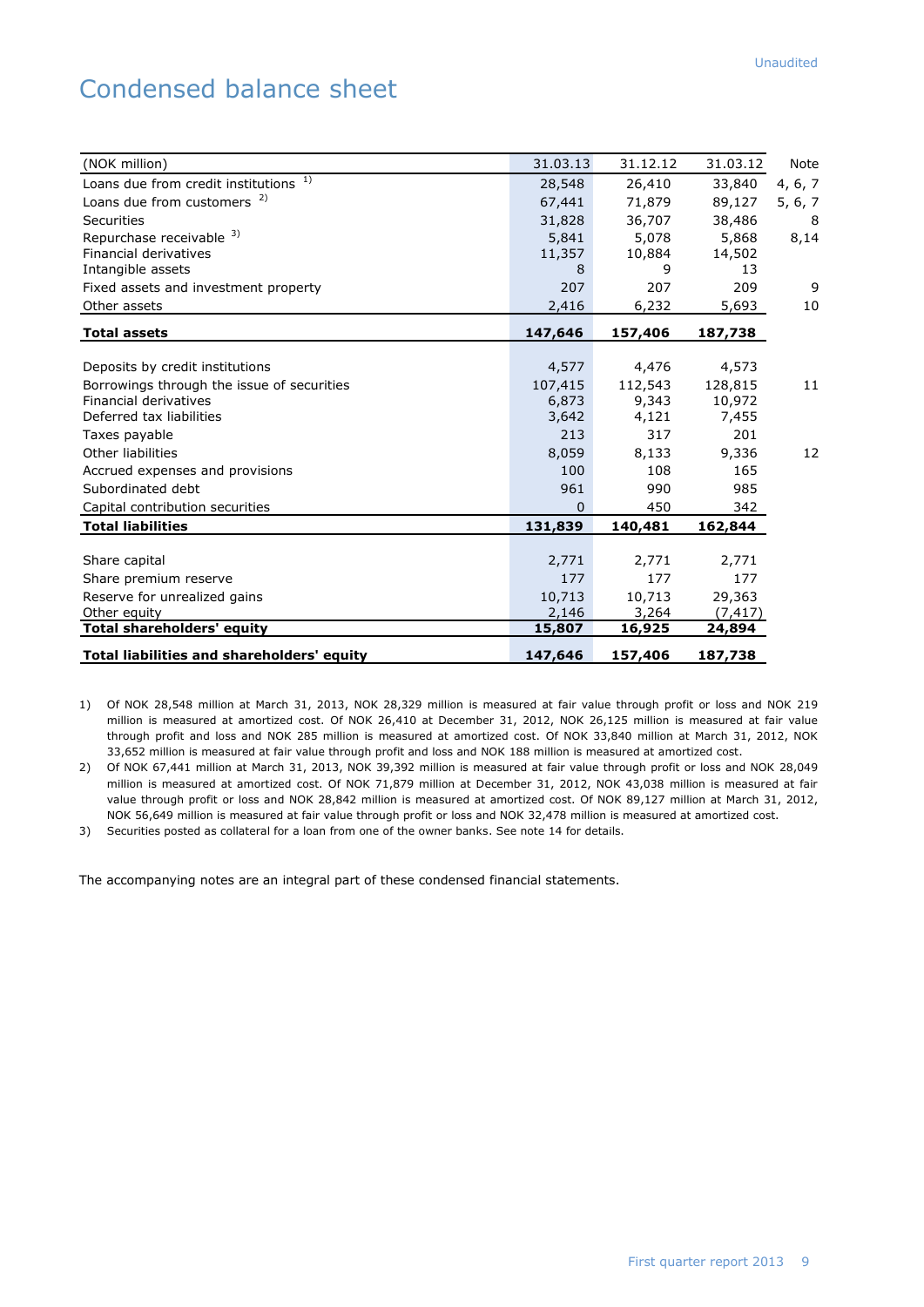Unaudited

# Condensed balance sheet

| (NOK million) | 31.03.13 | 31.12.12 | 31.03.12 | Note |
|---|---|---|---|---|
| Loans due from credit institutions [1] | 28,548 | 26,410 | 33,840 | 4, 6, 7 |
| Loans due from customers [2] | 67,441 | 71,879 | 89,127 | 5, 6, 7 |
| Securities | 31,828 | 36,707 | 38,486 | 8 |
| Repurchase receivable [3] | 5,841 | 5,078 | 5,868 | 8,14 |
| Financial derivatives | 11,357 | 10,884 | 14,502 | |
| Intangible assets | 8 | 9 | 13 | |
| Fixed assets and investment property | 207 | 207 | 209 | 9 |
| Other assets | 2,416 | 6,232 | 5,693 | 10 |
| **Total assets** | **147,646** | **157,406** | **187,738** | |
| | | | | |
| Deposits by credit institutions | 4,577 | 4,476 | 4,573 | |
| Borrowings through the issue of securities | 107,415 | 112,543 | 128,815 | 11 |
| Financial derivatives | 6,873 | 9,343 | 10,972 | |
| Deferred tax liabilities | 3,642 | 4,121 | 7,455 | |
| Taxes payable | 213 | 317 | 201 | |
| Other liabilities | 8,059 | 8,133 | 9,336 | 12 |
| Accrued expenses and provisions | 100 | 108 | 165 | |
| Subordinated debt | 961 | 990 | 985 | |
| Capital contribution securities | 0 | 450 | 342 | |
| **Total liabilities** | **131,839** | **140,481** | **162,844** | |
| | | | | |
| Share capital | 2,771 | 2,771 | 2,771 | |
| Share premium reserve | 177 | 177 | 177 | |
| Reserve for unrealized gains | 10,713 | 10,713 | 29,363 | |
| Other equity | 2,146 | 3,264 | (7,417) | |
| **Total shareholders' equity** | **15,807** | **16,925** | **24,894** | |
| **Total liabilities and shareholders' equity** | **147,646** | **157,406** | **187,738** | |

1) Of NOK 28,548 million at March 31, 2013, NOK 28,329 million is measured at fair value through profit or loss and NOK 219 million is measured at amortized cost. Of NOK 26,410 at December 31, 2012, NOK 26,125 million is measured at fair value through profit and loss and NOK 285 million is measured at amortized cost. Of NOK 33,840 million at March 31, 2012, NOK 33,652 million is measured at fair value through profit and loss and NOK 188 million is measured at amortized cost.

2) Of NOK 67,441 million at March 31, 2013, NOK 39,392 million is measured at fair value through profit or loss and NOK 28,049 million is measured at amortized cost. Of NOK 71,879 million at December 31, 2012, NOK 43,038 million is measured at fair value through profit or loss and NOK 28,842 million is measured at amortized cost. Of NOK 89,127 million at March 31, 2012, NOK 56,649 million is measured at fair value through profit or loss and NOK 32,478 million is measured at amortized cost.

3) Securities posted as collateral for a loan from one of the owner banks. See note 14 for details.

The accompanying notes are an integral part of these condensed financial statements.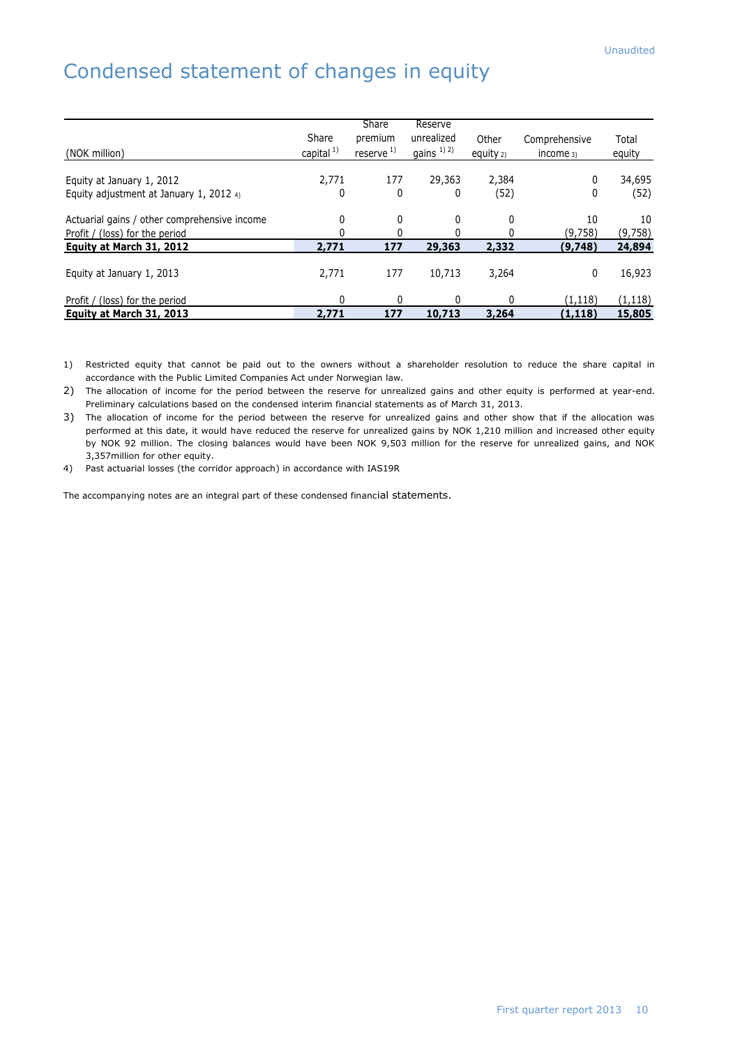Unaudited

# Condensed statement of changes in equity

| (NOK million) | Share capital [1] | Share premium reserve [1] | Reserve unrealized gains [1] [2] | Other equity [2] | Comprehensive income [3] | Total equity |
|---|---|---|---|---|---|---|
| Equity at January 1, 2012 | 2,771 | 177 | 29,363 | 2,384 | 0 | 34,695 |
| Equity adjustment at January 1, 2012 [4] | 0 | 0 | 0 | (52) | 0 | (52) |
| Actuarial gains / other comprehensive income | 0 | 0 | 0 | 0 | 10 | 10 |
| Profit / (loss) for the period | 0 | 0 | 0 | 0 | (9,758) | (9,758) |
| **Equity at March 31, 2012** | **2,771** | **177** | **29,363** | **2,332** | **(9,748)** | **24,894** |
| Equity at January 1, 2013 | 2,771 | 177 | 10,713 | 3,264 | 0 | 16,923 |
| Profit / (loss) for the period | 0 | 0 | 0 | 0 | (1,118) | (1,118) |
| **Equity at March 31, 2013** | **2,771** | **177** | **10,713** | **3,264** | **(1,118)** | **15,805** |

1) Restricted equity that cannot be paid out to the owners without a shareholder resolution to reduce the share capital in accordance with the Public Limited Companies Act under Norwegian law.

2) The allocation of income for the period between the reserve for unrealized gains and other equity is performed at year-end. Preliminary calculations based on the condensed interim financial statements as of March 31, 2013.

3) The allocation of income for the period between the reserve for unrealized gains and other show that if the allocation was performed at this date, it would have reduced the reserve for unrealized gains by NOK 1,210 million and increased other equity by NOK 92 million. The closing balances would have been NOK 9,503 million for the reserve for unrealized gains, and NOK 3,357million for other equity.

4) Past actuarial losses (the corridor approach) in accordance with IAS19R

The accompanying notes are an integral part of these condensed financial statements.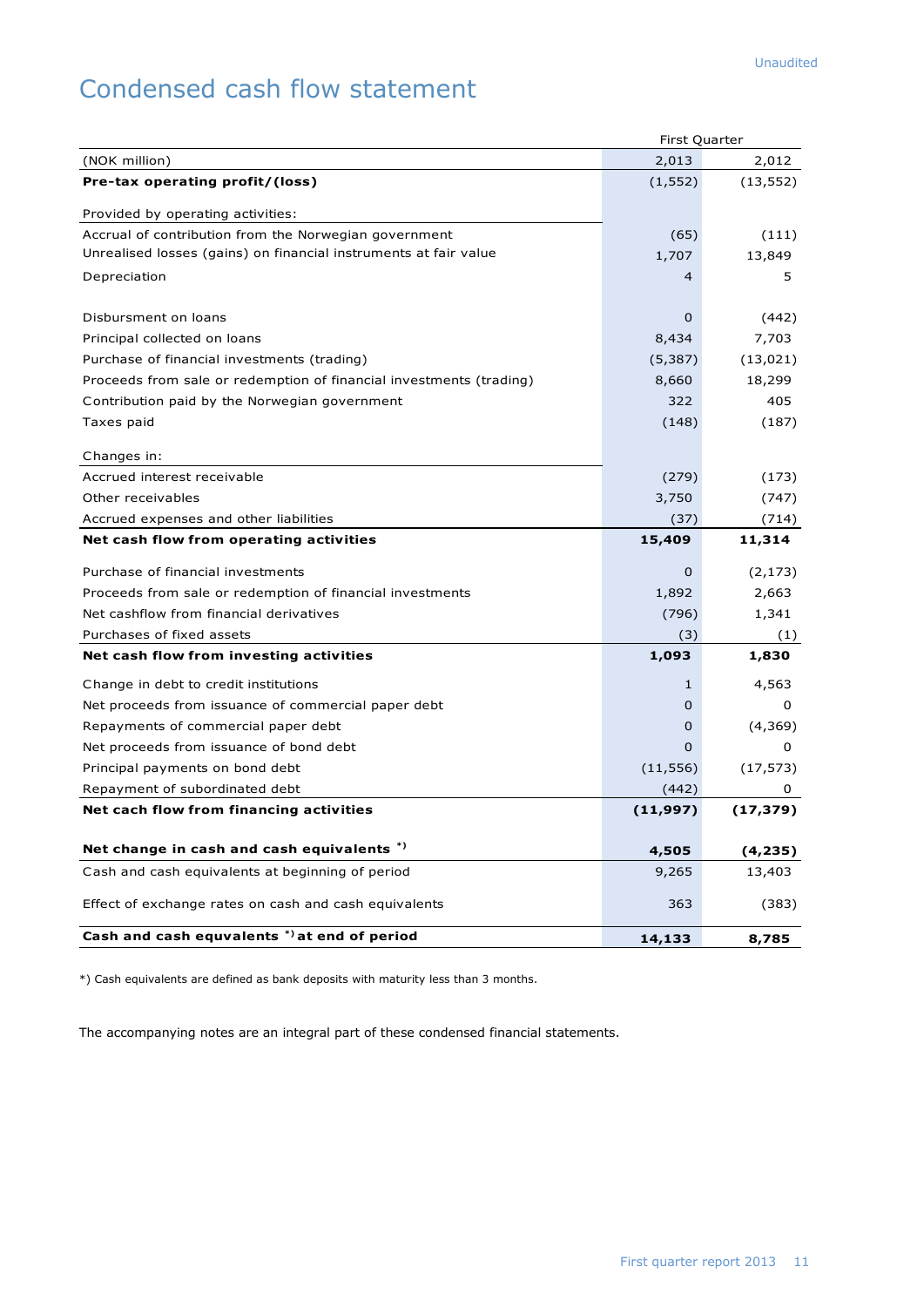Unaudited

# Condensed cash flow statement

| | First Quarter | |
|---|---|---|
| (NOK million) | 2,013 | 2,012 |
| **Pre-tax operating profit/(loss)** | (1,552) | (13,552) |
| Provided by operating activities: | | |
| Accrual of contribution from the Norwegian government | (65) | (111) |
| Unrealised losses (gains) on financial instruments at fair value | 1,707 | 13,849 |
| Depreciation | 4 | 5 |
| Disbursment on loans | 0 | (442) |
| Principal collected on loans | 8,434 | 7,703 |
| Purchase of financial investments (trading) | (5,387) | (13,021) |
| Proceeds from sale or redemption of financial investments (trading) | 8,660 | 18,299 |
| Contribution paid by the Norwegian government | 322 | 405 |
| Taxes paid | (148) | (187) |
| Changes in: | | |
| Accrued interest receivable | (279) | (173) |
| Other receivables | 3,750 | (747) |
| Accrued expenses and other liabilities | (37) | (714) |
| **Net cash flow from operating activities** | **15,409** | **11,314** |
| Purchase of financial investments | 0 | (2,173) |
| Proceeds from sale or redemption of financial investments | 1,892 | 2,663 |
| Net cashflow from financial derivatives | (796) | 1,341 |
| Purchases of fixed assets | (3) | (1) |
| **Net cash flow from investing activities** | **1,093** | **1,830** |
| Change in debt to credit institutions | 1 | 4,563 |
| Net proceeds from issuance of commercial paper debt | 0 | 0 |
| Repayments of commercial paper debt | 0 | (4,369) |
| Net proceeds from issuance of bond debt | 0 | 0 |
| Principal payments on bond debt | (11,556) | (17,573) |
| Repayment of subordinated debt | (442) | 0 |
| **Net cach flow from financing activities** | **(11,997)** | **(17,379)** |
| **Net change in cash and cash equivalents** *) | **4,505** | **(4,235)** |
| Cash and cash equivalents at beginning of period | 9,265 | 13,403 |
| Effect of exchange rates on cash and cash equivalents | 363 | (383) |
| **Cash and cash equivalents** *) **at end of period** | **14,133** | **8,785** |

*) Cash equivalents are defined as bank deposits with maturity less than 3 months.

The accompanying notes are an integral part of these condensed financial statements.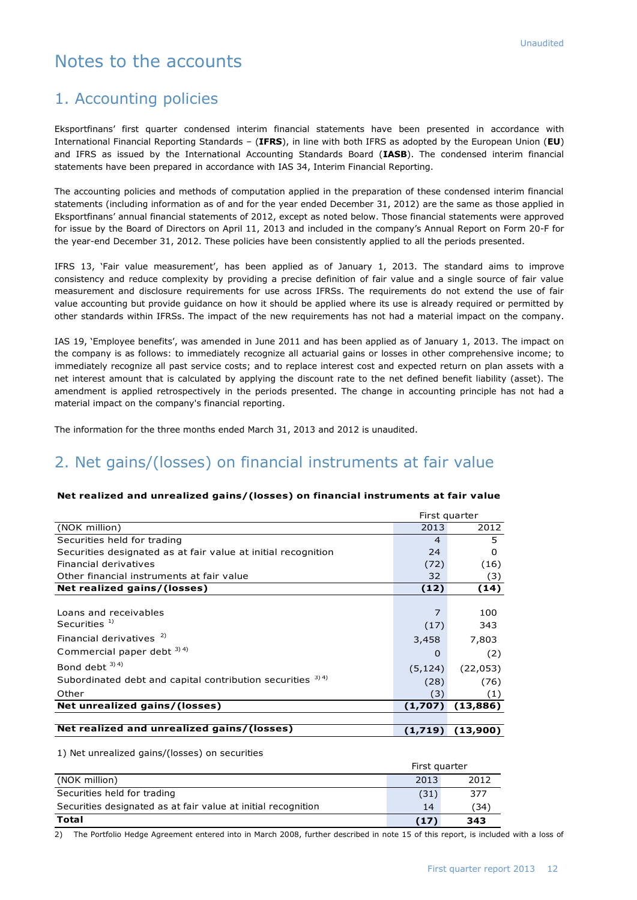Unaudited

# Notes to the accounts

## 1. Accounting policies

Eksportfinans' first quarter condensed interim financial statements have been presented in accordance with International Financial Reporting Standards – (**IFRS**), in line with both IFRS as adopted by the European Union (**EU**) and IFRS as issued by the International Accounting Standards Board (**IASB**). The condensed interim financial statements have been prepared in accordance with IAS 34, Interim Financial Reporting.

The accounting policies and methods of computation applied in the preparation of these condensed interim financial statements (including information as of and for the year ended December 31, 2012) are the same as those applied in Eksportfinans' annual financial statements of 2012, except as noted below. Those financial statements were approved for issue by the Board of Directors on April 11, 2013 and included in the company's Annual Report on Form 20-F for the year-end December 31, 2012. These policies have been consistently applied to all the periods presented.

IFRS 13, 'Fair value measurement', has been applied as of January 1, 2013. The standard aims to improve consistency and reduce complexity by providing a precise definition of fair value and a single source of fair value measurement and disclosure requirements for use across IFRSs. The requirements do not extend the use of fair value accounting but provide guidance on how it should be applied where its use is already required or permitted by other standards within IFRSs. The impact of the new requirements has not had a material impact on the company.

IAS 19, 'Employee benefits', was amended in June 2011 and has been applied as of January 1, 2013. The impact on the company is as follows: to immediately recognize all actuarial gains or losses in other comprehensive income; to immediately recognize all past service costs; and to replace interest cost and expected return on plan assets with a net interest amount that is calculated by applying the discount rate to the net defined benefit liability (asset). The amendment is applied retrospectively in the periods presented. The change in accounting principle has not had a material impact on the company's financial reporting.

The information for the three months ended March 31, 2013 and 2012 is unaudited.

## 2. Net gains/(losses) on financial instruments at fair value

**Net realized and unrealized gains/(losses) on financial instruments at fair value**

| | First quarter | |
|---|---|---|
| (NOK million) | 2013 | 2012 |
| Securities held for trading | 4 | 5 |
| Securities designated as at fair value at initial recognition | 24 | 0 |
| Financial derivatives | (72) | (16) |
| Other financial instruments at fair value | 32 | (3) |
| **Net realized gains/(losses)** | **(12)** | **(14)** |
| | | |
| Loans and receivables | 7 | 100 |
| Securities [1] | (17) | 343 |
| Financial derivatives [2] | 3,458 | 7,803 |
| Commercial paper debt [3] [4] | 0 | (2) |
| Bond debt [3] [4] | (5,124) | (22,053) |
| Subordinated debt and capital contribution securities [3] [4] | (28) | (76) |
| Other | (3) | (1) |
| **Net unrealized gains/(losses)** | **(1,707)** | **(13,886)** |
| | | |
| **Net realized and unrealized gains/(losses)** | **(1,719)** | **(13,900)** |

1) Net unrealized gains/(losses) on securities

| | First quarter | |
|---|---|---|
| (NOK million) | 2013 | 2012 |
| Securities held for trading | (31) | 377 |
| Securities designated as at fair value at initial recognition | 14 | (34) |
| **Total** | **(17)** | **343** |

2) The Portfolio Hedge Agreement entered into in March 2008, further described in note 15 of this report, is included with a loss of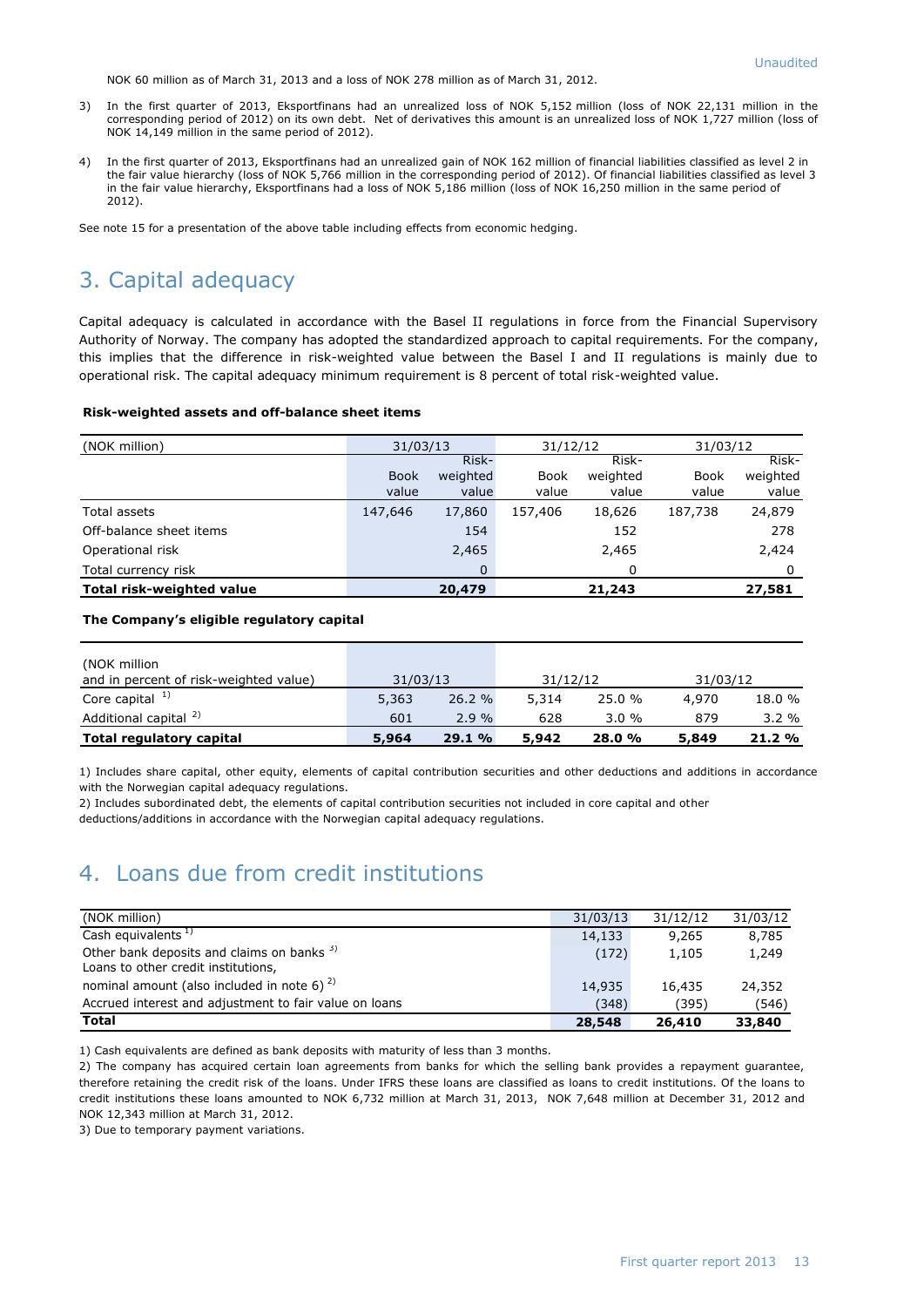NOK 60 million as of March 31, 2013 and a loss of NOK 278 million as of March 31, 2012.

3) In the first quarter of 2013, Eksportfinans had an unrealized loss of NOK 5,152 million (loss of NOK 22,131 million in the corresponding period of 2012) on its own debt. Net of derivatives this amount is an unrealized loss of NOK 1,727 million (loss of NOK 14,149 million in the same period of 2012).

4) In the first quarter of 2013, Eksportfinans had an unrealized gain of NOK 162 million of financial liabilities classified as level 2 in the fair value hierarchy (loss of NOK 5,766 million in the corresponding period of 2012). Of financial liabilities classified as level 3 in the fair value hierarchy, Eksportfinans had a loss of NOK 5,186 million (loss of NOK 16,250 million in the same period of 2012).

See note 15 for a presentation of the above table including effects from economic hedging.

# 3. Capital adequacy

Capital adequacy is calculated in accordance with the Basel II regulations in force from the Financial Supervisory Authority of Norway. The company has adopted the standardized approach to capital requirements. For the company, this implies that the difference in risk-weighted value between the Basel I and II regulations is mainly due to operational risk. The capital adequacy minimum requirement is 8 percent of total risk-weighted value.

**Risk-weighted assets and off-balance sheet items**

| (NOK million) | 31/03/13 | | 31/12/12 | | 31/03/12 | |
|---|---|---|---|---|---|---|
| | Book value | Risk-weighted value | Book value | Risk-weighted value | Book value | Risk-weighted value |
| Total assets | 147,646 | 17,860 | 157,406 | 18,626 | 187,738 | 24,879 |
| Off-balance sheet items | | 154 | | 152 | | 278 |
| Operational risk | | 2,465 | | 2,465 | | 2,424 |
| Total currency risk | | 0 | | 0 | | 0 |
| **Total risk-weighted value** | | **20,479** | | **21,243** | | **27,581** |

**The Company's eligible regulatory capital**

| (NOK million and in percent of risk-weighted value) | 31/03/13 | | 31/12/12 | | 31/03/12 | |
|---|---|---|---|---|---|---|
| Core capital [1] | 5,363 | 26.2 % | 5,314 | 25.0 % | 4,970 | 18.0 % |
| Additional capital [2] | 601 | 2.9 % | 628 | 3.0 % | 879 | 3.2 % |
| **Total regulatory capital** | **5,964** | **29.1 %** | **5,942** | **28.0 %** | **5,849** | **21.2 %** |

1) Includes share capital, other equity, elements of capital contribution securities and other deductions and additions in accordance with the Norwegian capital adequacy regulations.
2) Includes subordinated debt, the elements of capital contribution securities not included in core capital and other deductions/additions in accordance with the Norwegian capital adequacy regulations.

# 4. Loans due from credit institutions

| (NOK million) | 31/03/13 | 31/12/12 | 31/03/12 |
|---|---|---|---|
| Cash equivalents [1] | 14,133 | 9,265 | 8,785 |
| Other bank deposits and claims on banks [3] | (172) | 1,105 | 1,249 |
| Loans to other credit institutions, nominal amount (also included in note 6) [2] | 14,935 | 16,435 | 24,352 |
| Accrued interest and adjustment to fair value on loans | (348) | (395) | (546) |
| **Total** | **28,548** | **26,410** | **33,840** |

1) Cash equivalents are defined as bank deposits with maturity of less than 3 months.
2) The company has acquired certain loan agreements from banks for which the selling bank provides a repayment guarantee, therefore retaining the credit risk of the loans. Under IFRS these loans are classified as loans to credit institutions. Of the loans to credit institutions these loans amounted to NOK 6,732 million at March 31, 2013, NOK 7,648 million at December 31, 2012 and NOK 12,343 million at March 31, 2012.
3) Due to temporary payment variations.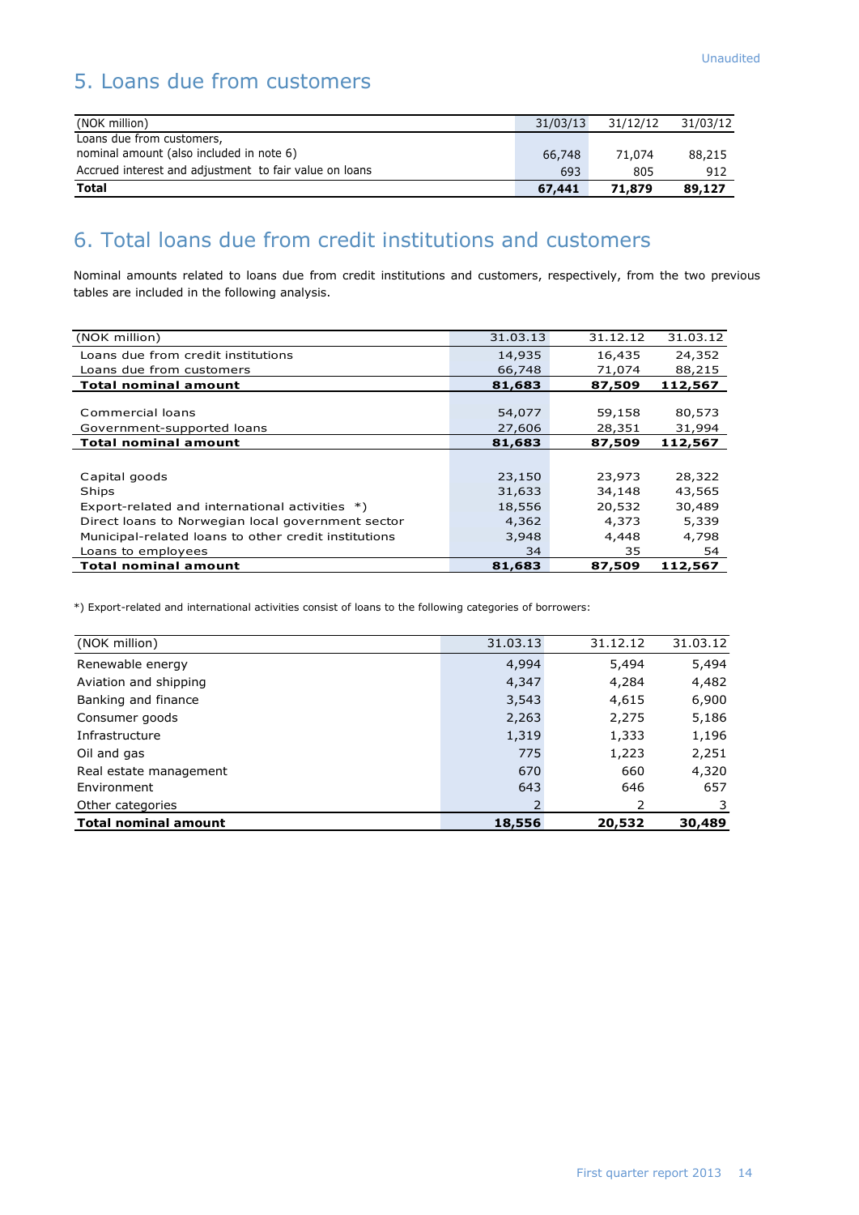Unaudited

## 5. Loans due from customers

| (NOK million) | 31/03/13 | 31/12/12 | 31/03/12 |
|---|---|---|---|
| Loans due from customers, nominal amount (also included in note 6) | 66,748 | 71,074 | 88,215 |
| Accrued interest and adjustment to fair value on loans | 693 | 805 | 912 |
| **Total** | **67,441** | **71,879** | **89,127** |

## 6. Total loans due from credit institutions and customers

Nominal amounts related to loans due from credit institutions and customers, respectively, from the two previous tables are included in the following analysis.

| (NOK million) | 31.03.13 | 31.12.12 | 31.03.12 |
|---|---|---|---|
| Loans due from credit institutions | 14,935 | 16,435 | 24,352 |
| Loans due from customers | 66,748 | 71,074 | 88,215 |
| **Total nominal amount** | **81,683** | **87,509** | **112,567** |
| | | | |
| Commercial loans | 54,077 | 59,158 | 80,573 |
| Government-supported loans | 27,606 | 28,351 | 31,994 |
| **Total nominal amount** | **81,683** | **87,509** | **112,567** |
| | | | |
| Capital goods | 23,150 | 23,973 | 28,322 |
| Ships | 31,633 | 34,148 | 43,565 |
| Export-related and international activities *) | 18,556 | 20,532 | 30,489 |
| Direct loans to Norwegian local government sector | 4,362 | 4,373 | 5,339 |
| Municipal-related loans to other credit institutions | 3,948 | 4,448 | 4,798 |
| Loans to employees | 34 | 35 | 54 |
| **Total nominal amount** | **81,683** | **87,509** | **112,567** |

*) Export-related and international activities consist of loans to the following categories of borrowers:

| (NOK million) | 31.03.13 | 31.12.12 | 31.03.12 |
|---|---|---|---|
| Renewable energy | 4,994 | 5,494 | 5,494 |
| Aviation and shipping | 4,347 | 4,284 | 4,482 |
| Banking and finance | 3,543 | 4,615 | 6,900 |
| Consumer goods | 2,263 | 2,275 | 5,186 |
| Infrastructure | 1,319 | 1,333 | 1,196 |
| Oil and gas | 775 | 1,223 | 2,251 |
| Real estate management | 670 | 660 | 4,320 |
| Environment | 643 | 646 | 657 |
| Other categories | 2 | 2 | 3 |
| **Total nominal amount** | **18,556** | **20,532** | **30,489** |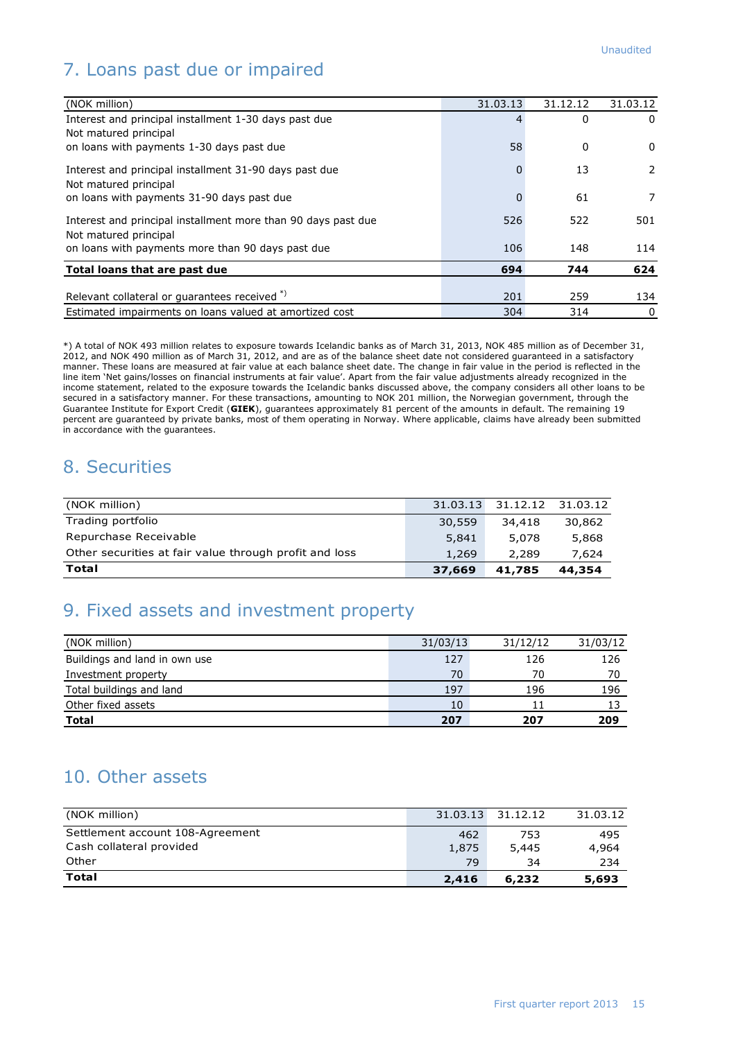Unaudited

## 7. Loans past due or impaired

| (NOK million) | 31.03.13 | 31.12.12 | 31.03.12 |
|---|---|---|---|
| Interest and principal installment 1-30 days past due | 4 | 0 | 0 |
| Not matured principal on loans with payments 1-30 days past due | 58 | 0 | 0 |
| Interest and principal installment 31-90 days past due | 0 | 13 | 2 |
| Not matured principal on loans with payments 31-90 days past due | 0 | 61 | 7 |
| Interest and principal installment more than 90 days past due | 526 | 522 | 501 |
| Not matured principal on loans with payments more than 90 days past due | 106 | 148 | 114 |
| **Total loans that are past due** | **694** | **744** | **624** |
| Relevant collateral or guarantees received *) | 201 | 259 | 134 |
| Estimated impairments on loans valued at amortized cost | 304 | 314 | 0 |

*) A total of NOK 493 million relates to exposure towards Icelandic banks as of March 31, 2013, NOK 485 million as of December 31, 2012, and NOK 490 million as of March 31, 2012, and are as of the balance sheet date not considered guaranteed in a satisfactory manner. These loans are measured at fair value at each balance sheet date. The change in fair value in the period is reflected in the line item 'Net gains/losses on financial instruments at fair value'. Apart from the fair value adjustments already recognized in the income statement, related to the exposure towards the Icelandic banks discussed above, the company considers all other loans to be secured in a satisfactory manner. For these transactions, amounting to NOK 201 million, the Norwegian government, through the Guarantee Institute for Export Credit (**GIEK**), guarantees approximately 81 percent of the amounts in default. The remaining 19 percent are guaranteed by private banks, most of them operating in Norway. Where applicable, claims have already been submitted in accordance with the guarantees.

## 8. Securities

| (NOK million) | 31.03.13 | 31.12.12 | 31.03.12 |
|---|---|---|---|
| Trading portfolio | 30,559 | 34,418 | 30,862 |
| Repurchase Receivable | 5,841 | 5,078 | 5,868 |
| Other securities at fair value through profit and loss | 1,269 | 2,289 | 7,624 |
| **Total** | **37,669** | **41,785** | **44,354** |

## 9. Fixed assets and investment property

| (NOK million) | 31/03/13 | 31/12/12 | 31/03/12 |
|---|---|---|---|
| Buildings and land in own use | 127 | 126 | 126 |
| Investment property | 70 | 70 | 70 |
| Total buildings and land | 197 | 196 | 196 |
| Other fixed assets | 10 | 11 | 13 |
| **Total** | **207** | **207** | **209** |

## 10. Other assets

| (NOK million) | 31.03.13 | 31.12.12 | 31.03.12 |
|---|---|---|---|
| Settlement account 108-Agreement | 462 | 753 | 495 |
| Cash collateral provided | 1,875 | 5,445 | 4,964 |
| Other | 79 | 34 | 234 |
| **Total** | **2,416** | **6,232** | **5,693** |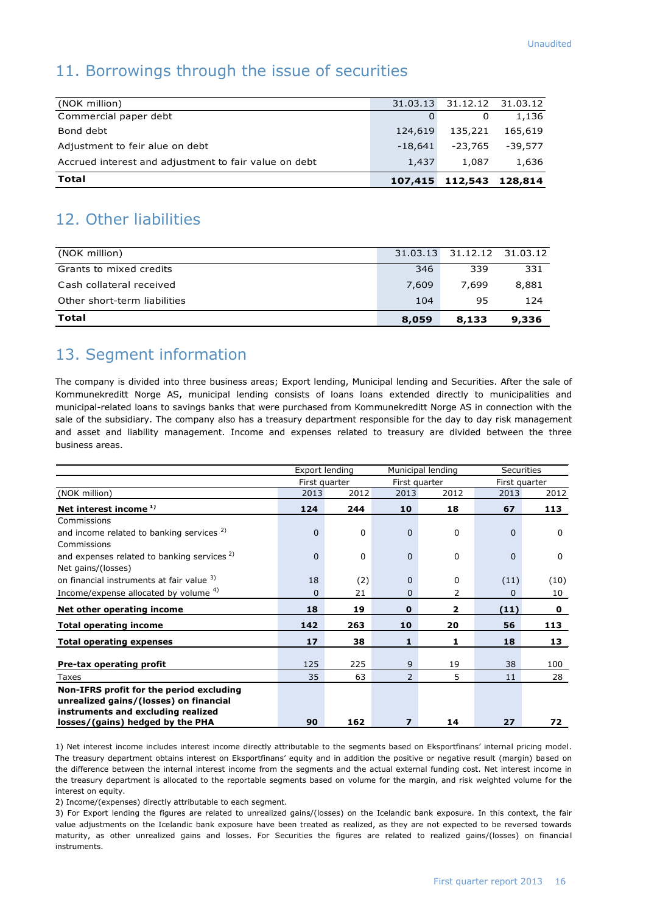## 11. Borrowings through the issue of securities

| (NOK million) | 31.03.13 | 31.12.12 | 31.03.12 |
|---|---|---|---|
| Commercial paper debt | 0 | 0 | 1,136 |
| Bond debt | 124,619 | 135,221 | 165,619 |
| Adjustment to feir alue on debt | -18,641 | -23,765 | -39,577 |
| Accrued interest and adjustment to fair value on debt | 1,437 | 1,087 | 1,636 |
| **Total** | **107,415** | **112,543** | **128,814** |

## 12. Other liabilities

| (NOK million) | 31.03.13 | 31.12.12 | 31.03.12 |
|---|---|---|---|
| Grants to mixed credits | 346 | 339 | 331 |
| Cash collateral received | 7,609 | 7,699 | 8,881 |
| Other short-term liabilities | 104 | 95 | 124 |
| **Total** | **8,059** | **8,133** | **9,336** |

## 13. Segment information

The company is divided into three business areas; Export lending, Municipal lending and Securities. After the sale of Kommunekreditt Norge AS, municipal lending consists of loans loans extended directly to municipalities and municipal-related loans to savings banks that were purchased from Kommunekreditt Norge AS in connection with the sale of the subsidiary. The company also has a treasury department responsible for the day to day risk management and asset and liability management. Income and expenses related to treasury are divided between the three business areas.

| | Export lending | | Municipal lending | | Securities | |
|---|---|---|---|---|---|---|
| | First quarter | | First quarter | | First quarter | |
| (NOK million) | 2013 | 2012 | 2013 | 2012 | 2013 | 2012 |
| **Net interest income** [1] | **124** | **244** | **10** | **18** | **67** | **113** |
| Commissions and income related to banking services [2] | 0 | 0 | 0 | 0 | 0 | 0 |
| Commissions and expenses related to banking services [2] | 0 | 0 | 0 | 0 | 0 | 0 |
| Net gains/(losses) on financial instruments at fair value [3] | 18 | (2) | 0 | 0 | (11) | (10) |
| Income/expense allocated by volume [4] | 0 | 21 | 0 | 2 | 0 | 10 |
| **Net other operating income** | **18** | **19** | **0** | **2** | **(11)** | **0** |
| **Total operating income** | **142** | **263** | **10** | **20** | **56** | **113** |
| **Total operating expenses** | **17** | **38** | **1** | **1** | **18** | **13** |
| **Pre-tax operating profit** | 125 | 225 | 9 | 19 | 38 | 100 |
| Taxes | 35 | 63 | 2 | 5 | 11 | 28 |
| **Non-IFRS profit for the period excluding unrealized gains/(losses) on financial instruments and excluding realized losses/(gains) hedged by the PHA** | **90** | **162** | **7** | **14** | **27** | **72** |

1) Net interest income includes interest income directly attributable to the segments based on Eksportfinans' internal pricing model. The treasury department obtains interest on Eksportfinans' equity and in addition the positive or negative result (margin) based on the difference between the internal interest income from the segments and the actual external funding cost. Net interest income in the treasury department is allocated to the reportable segments based on volume for the margin, and risk weighted volume for the interest on equity.

2) Income/(expenses) directly attributable to each segment.

3) For Export lending the figures are related to unrealized gains/(losses) on the Icelandic bank exposure. In this context, the fair value adjustments on the Icelandic bank exposure have been treated as realized, as they are not expected to be reversed towards maturity, as other unrealized gains and losses. For Securities the figures are related to realized gains/(losses) on financial instruments.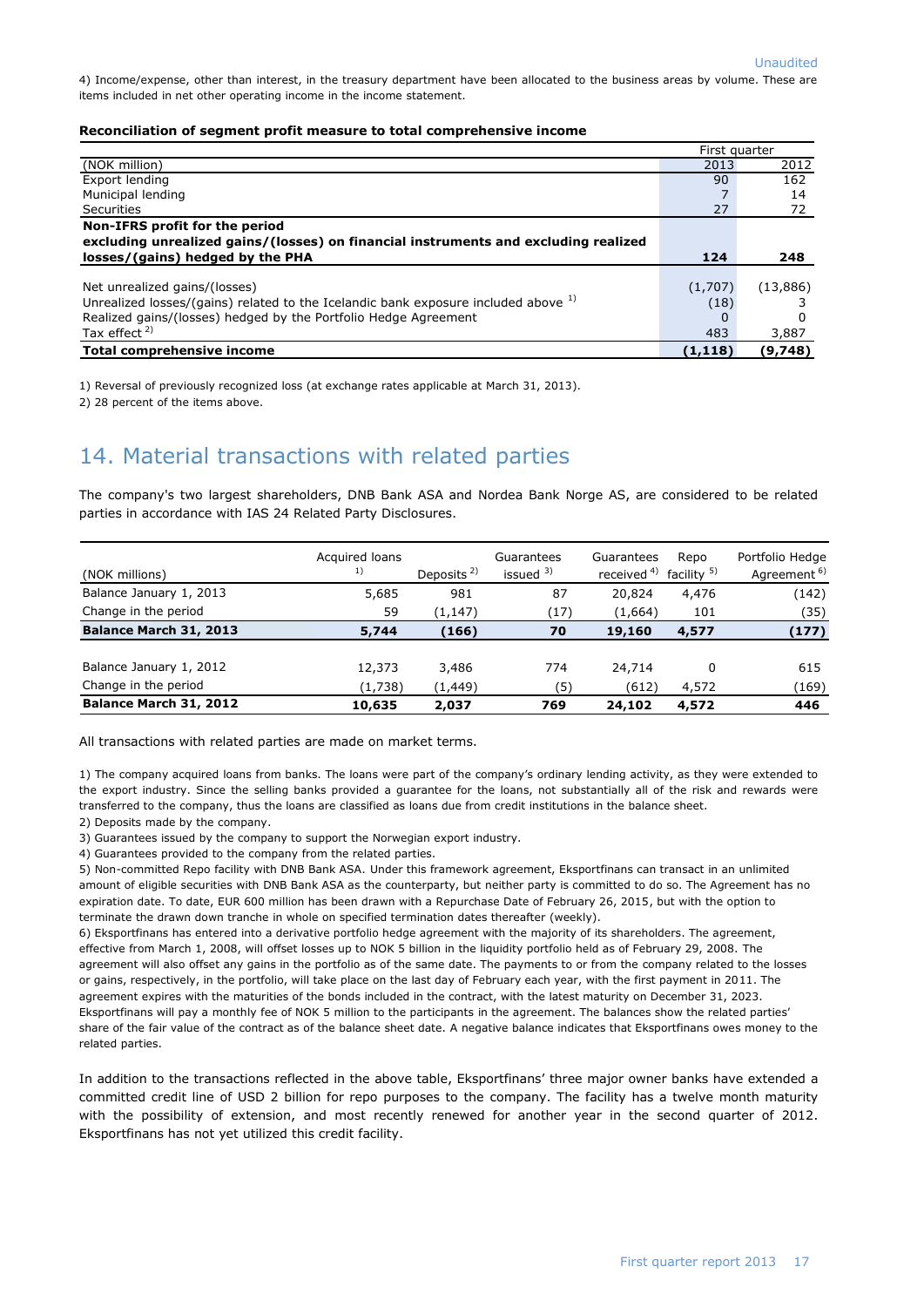4) Income/expense, other than interest, in the treasury department have been allocated to the business areas by volume. These are items included in net other operating income in the income statement.

**Reconciliation of segment profit measure to total comprehensive income**

| | First quarter | |
|---|---|---|
| (NOK million) | 2013 | 2012 |
| Export lending | 90 | 162 |
| Municipal lending | 7 | 14 |
| Securities | 27 | 72 |
| **Non-IFRS profit for the period excluding unrealized gains/(losses) on financial instruments and excluding realized losses/(gains) hedged by the PHA** | **124** | **248** |
| | | |
| Net unrealized gains/(losses) | (1,707) | (13,886) |
| Unrealized losses/(gains) related to the Icelandic bank exposure included above [1] | (18) | 3 |
| Realized gains/(losses) hedged by the Portfolio Hedge Agreement | 0 | 0 |
| Tax effect [2] | 483 | 3,887 |
| **Total comprehensive income** | **(1,118)** | **(9,748)** |

1) Reversal of previously recognized loss (at exchange rates applicable at March 31, 2013).

2) 28 percent of the items above.

## 14. Material transactions with related parties

The company's two largest shareholders, DNB Bank ASA and Nordea Bank Norge AS, are considered to be related parties in accordance with IAS 24 Related Party Disclosures.

| (NOK millions) | Acquired loans [1] | Deposits [2] | Guarantees issued [3] | Guarantees received [4] | Repo facility [5] | Portfolio Hedge Agreement [6] |
|---|---|---|---|---|---|---|
| Balance January 1, 2013 | 5,685 | 981 | 87 | 20,824 | 4,476 | (142) |
| Change in the period | 59 | (1,147) | (17) | (1,664) | 101 | (35) |
| **Balance March 31, 2013** | **5,744** | **(166)** | **70** | **19,160** | **4,577** | **(177)** |
| | | | | | | |
| Balance January 1, 2012 | 12,373 | 3,486 | 774 | 24,714 | 0 | 615 |
| Change in the period | (1,738) | (1,449) | (5) | (612) | 4,572 | (169) |
| **Balance March 31, 2012** | **10,635** | **2,037** | **769** | **24,102** | **4,572** | **446** |

All transactions with related parties are made on market terms.

1) The company acquired loans from banks. The loans were part of the company's ordinary lending activity, as they were extended to the export industry. Since the selling banks provided a guarantee for the loans, not substantially all of the risk and rewards were transferred to the company, thus the loans are classified as loans due from credit institutions in the balance sheet.

2) Deposits made by the company.

3) Guarantees issued by the company to support the Norwegian export industry.

4) Guarantees provided to the company from the related parties.

5) Non-committed Repo facility with DNB Bank ASA. Under this framework agreement, Eksportfinans can transact in an unlimited amount of eligible securities with DNB Bank ASA as the counterparty, but neither party is committed to do so. The Agreement has no expiration date. To date, EUR 600 million has been drawn with a Repurchase Date of February 26, 2015, but with the option to terminate the drawn down tranche in whole on specified termination dates thereafter (weekly).

6) Eksportfinans has entered into a derivative portfolio hedge agreement with the majority of its shareholders. The agreement, effective from March 1, 2008, will offset losses up to NOK 5 billion in the liquidity portfolio held as of February 29, 2008. The agreement will also offset any gains in the portfolio as of the same date. The payments to or from the company related to the losses or gains, respectively, in the portfolio, will take place on the last day of February each year, with the first payment in 2011. The agreement expires with the maturities of the bonds included in the contract, with the latest maturity on December 31, 2023. Eksportfinans will pay a monthly fee of NOK 5 million to the participants in the agreement. The balances show the related parties' share of the fair value of the contract as of the balance sheet date. A negative balance indicates that Eksportfinans owes money to the related parties.

In addition to the transactions reflected in the above table, Eksportfinans' three major owner banks have extended a committed credit line of USD 2 billion for repo purposes to the company. The facility has a twelve month maturity with the possibility of extension, and most recently renewed for another year in the second quarter of 2012. Eksportfinans has not yet utilized this credit facility.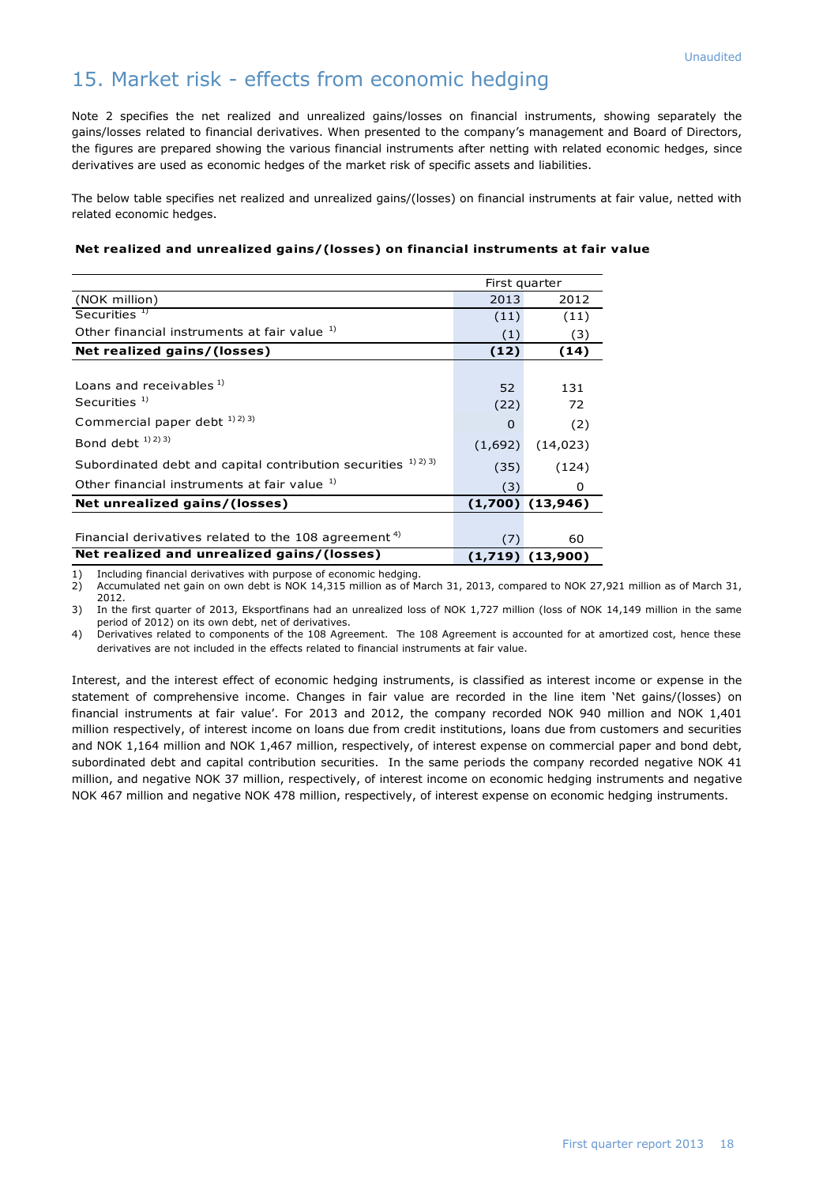# 15. Market risk - effects from economic hedging

Note 2 specifies the net realized and unrealized gains/losses on financial instruments, showing separately the gains/losses related to financial derivatives. When presented to the company's management and Board of Directors, the figures are prepared showing the various financial instruments after netting with related economic hedges, since derivatives are used as economic hedges of the market risk of specific assets and liabilities.

The below table specifies net realized and unrealized gains/(losses) on financial instruments at fair value, netted with related economic hedges.

**Net realized and unrealized gains/(losses) on financial instruments at fair value**

| | First quarter | |
|---|---|---|
| (NOK million) | 2013 | 2012 |
| Securities [1] | (11) | (11) |
| Other financial instruments at fair value [1] | (1) | (3) |
| **Net realized gains/(losses)** | **(12)** | **(14)** |
| | | |
| Loans and receivables [1] | 52 | 131 |
| Securities [1] | (22) | 72 |
| Commercial paper debt [1) 2) 3)] | 0 | (2) |
| Bond debt [1) 2) 3)] | (1,692) | (14,023) |
| Subordinated debt and capital contribution securities [1) 2) 3)] | (35) | (124) |
| Other financial instruments at fair value [1] | (3) | 0 |
| **Net unrealized gains/(losses)** | **(1,700)** | **(13,946)** |
| | | |
| Financial derivatives related to the 108 agreement [4] | (7) | 60 |
| **Net realized and unrealized gains/(losses)** | **(1,719)** | **(13,900)** |

1) Including financial derivatives with purpose of economic hedging.
2) Accumulated net gain on own debt is NOK 14,315 million as of March 31, 2013, compared to NOK 27,921 million as of March 31, 2012.
3) In the first quarter of 2013, Eksportfinans had an unrealized loss of NOK 1,727 million (loss of NOK 14,149 million in the same period of 2012) on its own debt, net of derivatives.
4) Derivatives related to components of the 108 Agreement. The 108 Agreement is accounted for at amortized cost, hence these derivatives are not included in the effects related to financial instruments at fair value.

Interest, and the interest effect of economic hedging instruments, is classified as interest income or expense in the statement of comprehensive income. Changes in fair value are recorded in the line item 'Net gains/(losses) on financial instruments at fair value'. For 2013 and 2012, the company recorded NOK 940 million and NOK 1,401 million respectively, of interest income on loans due from credit institutions, loans due from customers and securities and NOK 1,164 million and NOK 1,467 million, respectively, of interest expense on commercial paper and bond debt, subordinated debt and capital contribution securities. In the same periods the company recorded negative NOK 41 million, and negative NOK 37 million, respectively, of interest income on economic hedging instruments and negative NOK 467 million and negative NOK 478 million, respectively, of interest expense on economic hedging instruments.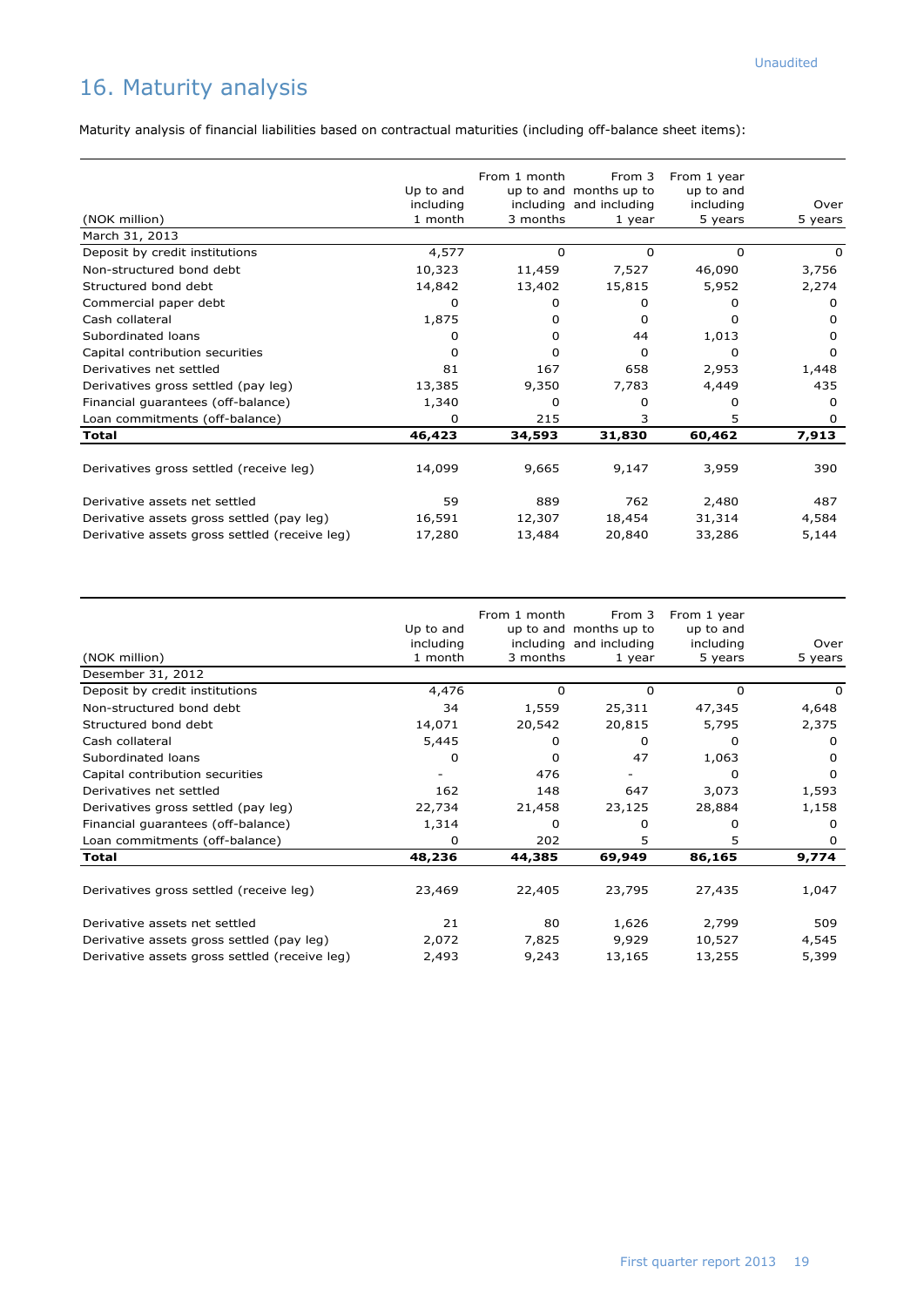Unaudited

# 16. Maturity analysis

Maturity analysis of financial liabilities based on contractual maturities (including off-balance sheet items):

| (NOK million) | Up to and including 1 month | From 1 month up to and including 3 months | From 3 months up to and including 1 year | From 1 year up to and including 5 years | Over 5 years |
|---|---|---|---|---|---|
| March 31, 2013 | | | | | |
| Deposit by credit institutions | 4,577 | 0 | 0 | 0 | 0 |
| Non-structured bond debt | 10,323 | 11,459 | 7,527 | 46,090 | 3,756 |
| Structured bond debt | 14,842 | 13,402 | 15,815 | 5,952 | 2,274 |
| Commercial paper debt | 0 | 0 | 0 | 0 | 0 |
| Cash collateral | 1,875 | 0 | 0 | 0 | 0 |
| Subordinated loans | 0 | 0 | 44 | 1,013 | 0 |
| Capital contribution securities | 0 | 0 | 0 | 0 | 0 |
| Derivatives net settled | 81 | 167 | 658 | 2,953 | 1,448 |
| Derivatives gross settled (pay leg) | 13,385 | 9,350 | 7,783 | 4,449 | 435 |
| Financial guarantees (off-balance) | 1,340 | 0 | 0 | 0 | 0 |
| Loan commitments (off-balance) | 0 | 215 | 3 | 5 | 0 |
| **Total** | **46,423** | **34,593** | **31,830** | **60,462** | **7,913** |
| | | | | | |
| Derivatives gross settled (receive leg) | 14,099 | 9,665 | 9,147 | 3,959 | 390 |
| | | | | | |
| Derivative assets net settled | 59 | 889 | 762 | 2,480 | 487 |
| Derivative assets gross settled (pay leg) | 16,591 | 12,307 | 18,454 | 31,314 | 4,584 |
| Derivative assets gross settled (receive leg) | 17,280 | 13,484 | 20,840 | 33,286 | 5,144 |

| (NOK million) | Up to and including 1 month | From 1 month up to and including 3 months | From 3 months up to and including 1 year | From 1 year up to and including 5 years | Over 5 years |
|---|---|---|---|---|---|
| Desember 31, 2012 | | | | | |
| Deposit by credit institutions | 4,476 | 0 | 0 | 0 | 0 |
| Non-structured bond debt | 34 | 1,559 | 25,311 | 47,345 | 4,648 |
| Structured bond debt | 14,071 | 20,542 | 20,815 | 5,795 | 2,375 |
| Cash collateral | 5,445 | 0 | 0 | 0 | 0 |
| Subordinated loans | 0 | 0 | 47 | 1,063 | 0 |
| Capital contribution securities | - | 476 | - | 0 | 0 |
| Derivatives net settled | 162 | 148 | 647 | 3,073 | 1,593 |
| Derivatives gross settled (pay leg) | 22,734 | 21,458 | 23,125 | 28,884 | 1,158 |
| Financial guarantees (off-balance) | 1,314 | 0 | 0 | 0 | 0 |
| Loan commitments (off-balance) | 0 | 202 | 5 | 5 | 0 |
| **Total** | **48,236** | **44,385** | **69,949** | **86,165** | **9,774** |
| | | | | | |
| Derivatives gross settled (receive leg) | 23,469 | 22,405 | 23,795 | 27,435 | 1,047 |
| | | | | | |
| Derivative assets net settled | 21 | 80 | 1,626 | 2,799 | 509 |
| Derivative assets gross settled (pay leg) | 2,072 | 7,825 | 9,929 | 10,527 | 4,545 |
| Derivative assets gross settled (receive leg) | 2,493 | 9,243 | 13,165 | 13,255 | 5,399 |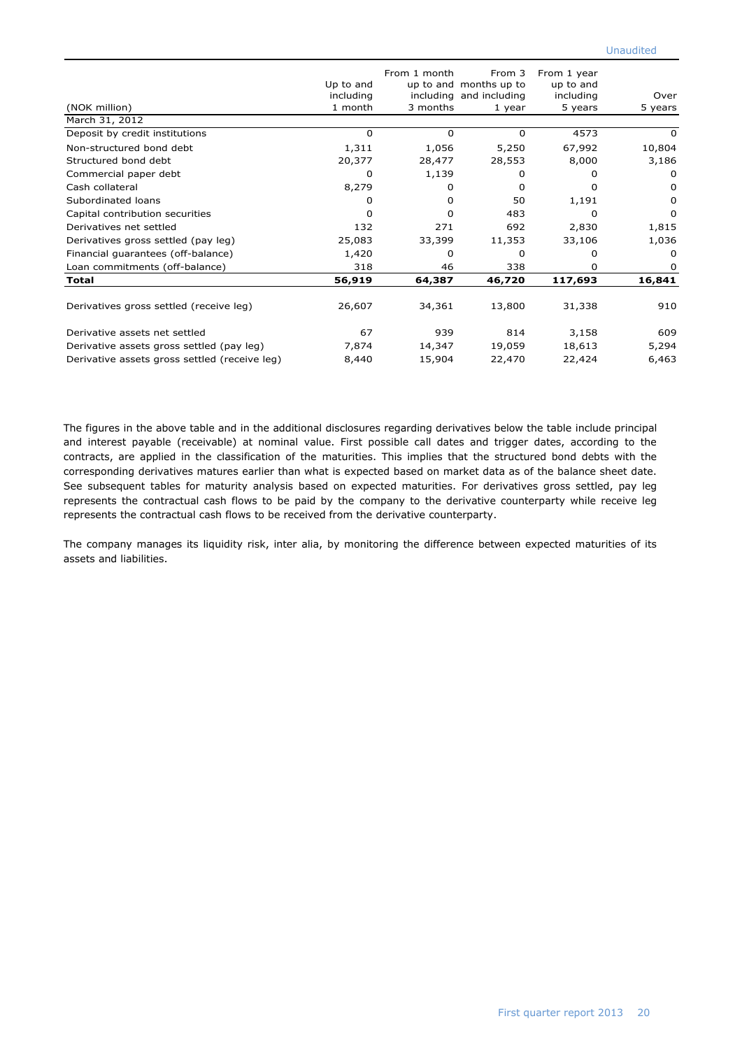Unaudited

| (NOK million) | Up to and including 1 month | From 1 month up to and including 3 months | From 3 months up to and including 1 year | From 1 year up to and including 5 years | Over 5 years |
|---|---|---|---|---|---|
| March 31, 2012 | | | | | |
| Deposit by credit institutions | 0 | 0 | 0 | 4573 | 0 |
| Non-structured bond debt | 1,311 | 1,056 | 5,250 | 67,992 | 10,804 |
| Structured bond debt | 20,377 | 28,477 | 28,553 | 8,000 | 3,186 |
| Commercial paper debt | 0 | 1,139 | 0 | 0 | 0 |
| Cash collateral | 8,279 | 0 | 0 | 0 | 0 |
| Subordinated loans | 0 | 0 | 50 | 1,191 | 0 |
| Capital contribution securities | 0 | 0 | 483 | 0 | 0 |
| Derivatives net settled | 132 | 271 | 692 | 2,830 | 1,815 |
| Derivatives gross settled (pay leg) | 25,083 | 33,399 | 11,353 | 33,106 | 1,036 |
| Financial guarantees (off-balance) | 1,420 | 0 | 0 | 0 | 0 |
| Loan commitments (off-balance) | 318 | 46 | 338 | 0 | 0 |
| **Total** | **56,919** | **64,387** | **46,720** | **117,693** | **16,841** |
| | | | | | |
| Derivatives gross settled (receive leg) | 26,607 | 34,361 | 13,800 | 31,338 | 910 |
| | | | | | |
| Derivative assets net settled | 67 | 939 | 814 | 3,158 | 609 |
| Derivative assets gross settled (pay leg) | 7,874 | 14,347 | 19,059 | 18,613 | 5,294 |
| Derivative assets gross settled (receive leg) | 8,440 | 15,904 | 22,470 | 22,424 | 6,463 |

The figures in the above table and in the additional disclosures regarding derivatives below the table include principal and interest payable (receivable) at nominal value. First possible call dates and trigger dates, according to the contracts, are applied in the classification of the maturities. This implies that the structured bond debts with the corresponding derivatives matures earlier than what is expected based on market data as of the balance sheet date. See subsequent tables for maturity analysis based on expected maturities. For derivatives gross settled, pay leg represents the contractual cash flows to be paid by the company to the derivative counterparty while receive leg represents the contractual cash flows to be received from the derivative counterparty.

The company manages its liquidity risk, inter alia, by monitoring the difference between expected maturities of its assets and liabilities.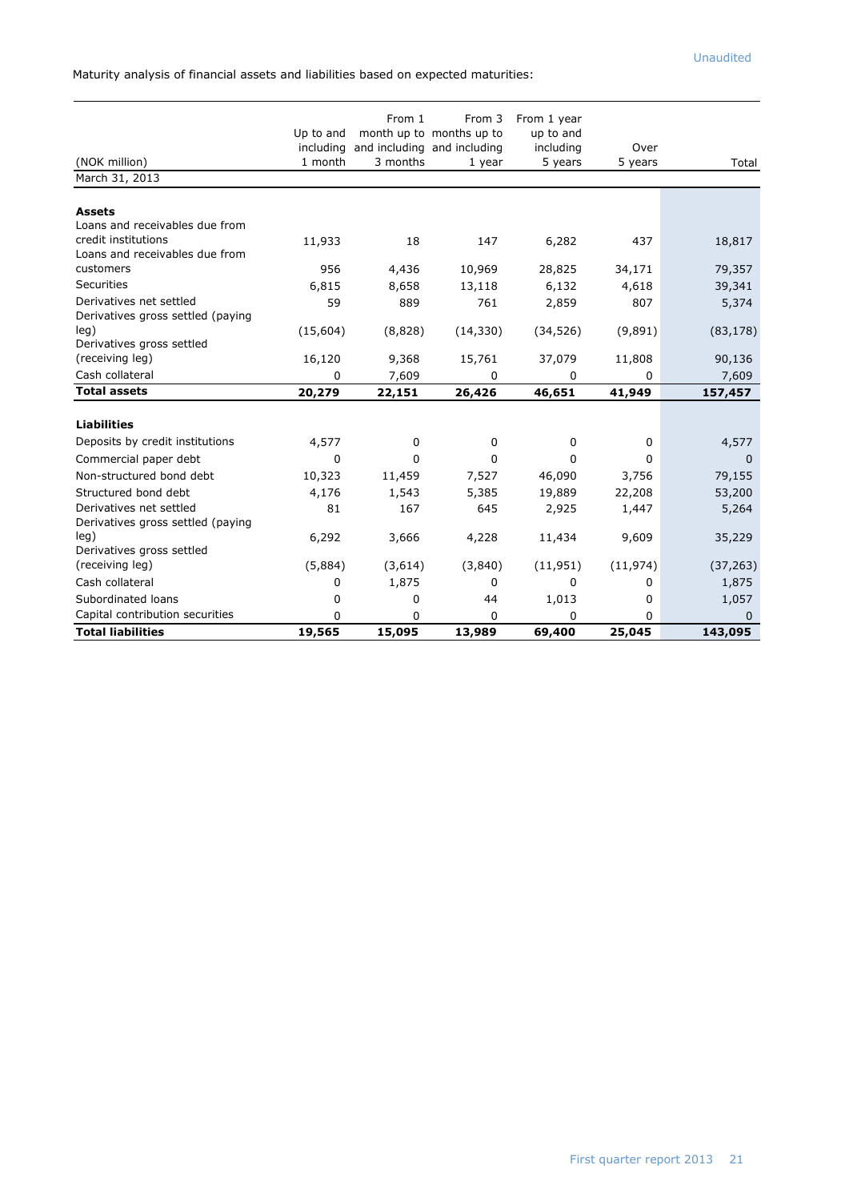Maturity analysis of financial assets and liabilities based on expected maturities:

| (NOK million) | Up to and including 1 month | From 1 month up to and including 3 months | From 3 months up to and including 1 year | From 1 year up to and including 5 years | Over 5 years | Total |
|---|---|---|---|---|---|---|
| March 31, 2013 | | | | | | |
| **Assets** | | | | | | |
| Loans and receivables due from credit institutions | 11,933 | 18 | 147 | 6,282 | 437 | 18,817 |
| Loans and receivables due from customers | 956 | 4,436 | 10,969 | 28,825 | 34,171 | 79,357 |
| Securities | 6,815 | 8,658 | 13,118 | 6,132 | 4,618 | 39,341 |
| Derivatives net settled | 59 | 889 | 761 | 2,859 | 807 | 5,374 |
| Derivatives gross settled (paying leg) | (15,604) | (8,828) | (14,330) | (34,526) | (9,891) | (83,178) |
| Derivatives gross settled (receiving leg) | 16,120 | 9,368 | 15,761 | 37,079 | 11,808 | 90,136 |
| Cash collateral | 0 | 7,609 | 0 | 0 | 0 | 7,609 |
| **Total assets** | **20,279** | **22,151** | **26,426** | **46,651** | **41,949** | **157,457** |
| **Liabilities** | | | | | | |
| Deposits by credit institutions | 4,577 | 0 | 0 | 0 | 0 | 4,577 |
| Commercial paper debt | 0 | 0 | 0 | 0 | 0 | 0 |
| Non-structured bond debt | 10,323 | 11,459 | 7,527 | 46,090 | 3,756 | 79,155 |
| Structured bond debt | 4,176 | 1,543 | 5,385 | 19,889 | 22,208 | 53,200 |
| Derivatives net settled | 81 | 167 | 645 | 2,925 | 1,447 | 5,264 |
| Derivatives gross settled (paying leg) | 6,292 | 3,666 | 4,228 | 11,434 | 9,609 | 35,229 |
| Derivatives gross settled (receiving leg) | (5,884) | (3,614) | (3,840) | (11,951) | (11,974) | (37,263) |
| Cash collateral | 0 | 1,875 | 0 | 0 | 0 | 1,875 |
| Subordinated loans | 0 | 0 | 44 | 1,013 | 0 | 1,057 |
| Capital contribution securities | 0 | 0 | 0 | 0 | 0 | 0 |
| **Total liabilities** | **19,565** | **15,095** | **13,989** | **69,400** | **25,045** | **143,095** |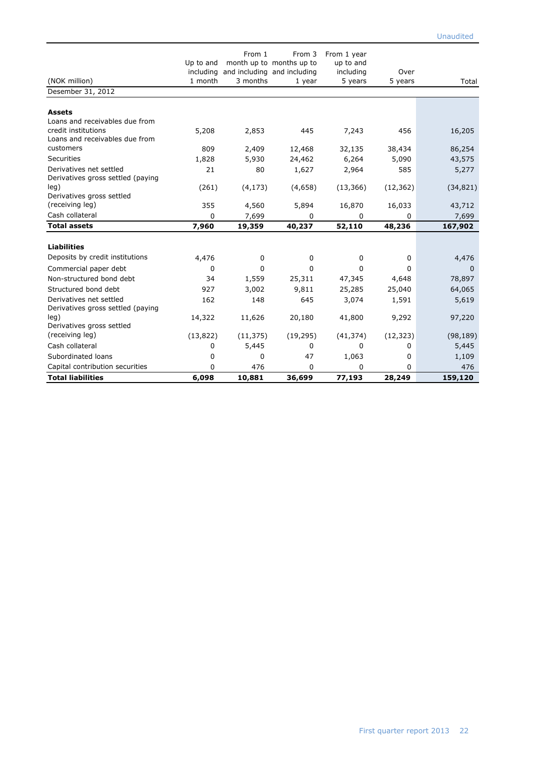Unaudited

| (NOK million) | Up to and including 1 month | From 1 month up to and including 3 months | From 3 months up to and including 1 year | From 1 year up to and including 5 years | Over 5 years | Total |
|---|---|---|---|---|---|---|
| Desember 31, 2012 | | | | | | |
| **Assets** | | | | | | |
| Loans and receivables due from credit institutions | 5,208 | 2,853 | 445 | 7,243 | 456 | 16,205 |
| Loans and receivables due from customers | 809 | 2,409 | 12,468 | 32,135 | 38,434 | 86,254 |
| Securities | 1,828 | 5,930 | 24,462 | 6,264 | 5,090 | 43,575 |
| Derivatives net settled | 21 | 80 | 1,627 | 2,964 | 585 | 5,277 |
| Derivatives gross settled (paying leg) | (261) | (4,173) | (4,658) | (13,366) | (12,362) | (34,821) |
| Derivatives gross settled (receiving leg) | 355 | 4,560 | 5,894 | 16,870 | 16,033 | 43,712 |
| Cash collateral | 0 | 7,699 | 0 | 0 | 0 | 7,699 |
| **Total assets** | **7,960** | **19,359** | **40,237** | **52,110** | **48,236** | **167,902** |
| **Liabilities** | | | | | | |
| Deposits by credit institutions | 4,476 | 0 | 0 | 0 | 0 | 4,476 |
| Commercial paper debt | 0 | 0 | 0 | 0 | 0 | 0 |
| Non-structured bond debt | 34 | 1,559 | 25,311 | 47,345 | 4,648 | 78,897 |
| Structured bond debt | 927 | 3,002 | 9,811 | 25,285 | 25,040 | 64,065 |
| Derivatives net settled | 162 | 148 | 645 | 3,074 | 1,591 | 5,619 |
| Derivatives gross settled (paying leg) | 14,322 | 11,626 | 20,180 | 41,800 | 9,292 | 97,220 |
| Derivatives gross settled (receiving leg) | (13,822) | (11,375) | (19,295) | (41,374) | (12,323) | (98,189) |
| Cash collateral | 0 | 5,445 | 0 | 0 | 0 | 5,445 |
| Subordinated loans | 0 | 0 | 47 | 1,063 | 0 | 1,109 |
| Capital contribution securities | 0 | 476 | 0 | 0 | 0 | 476 |
| **Total liabilities** | **6,098** | **10,881** | **36,699** | **77,193** | **28,249** | **159,120** |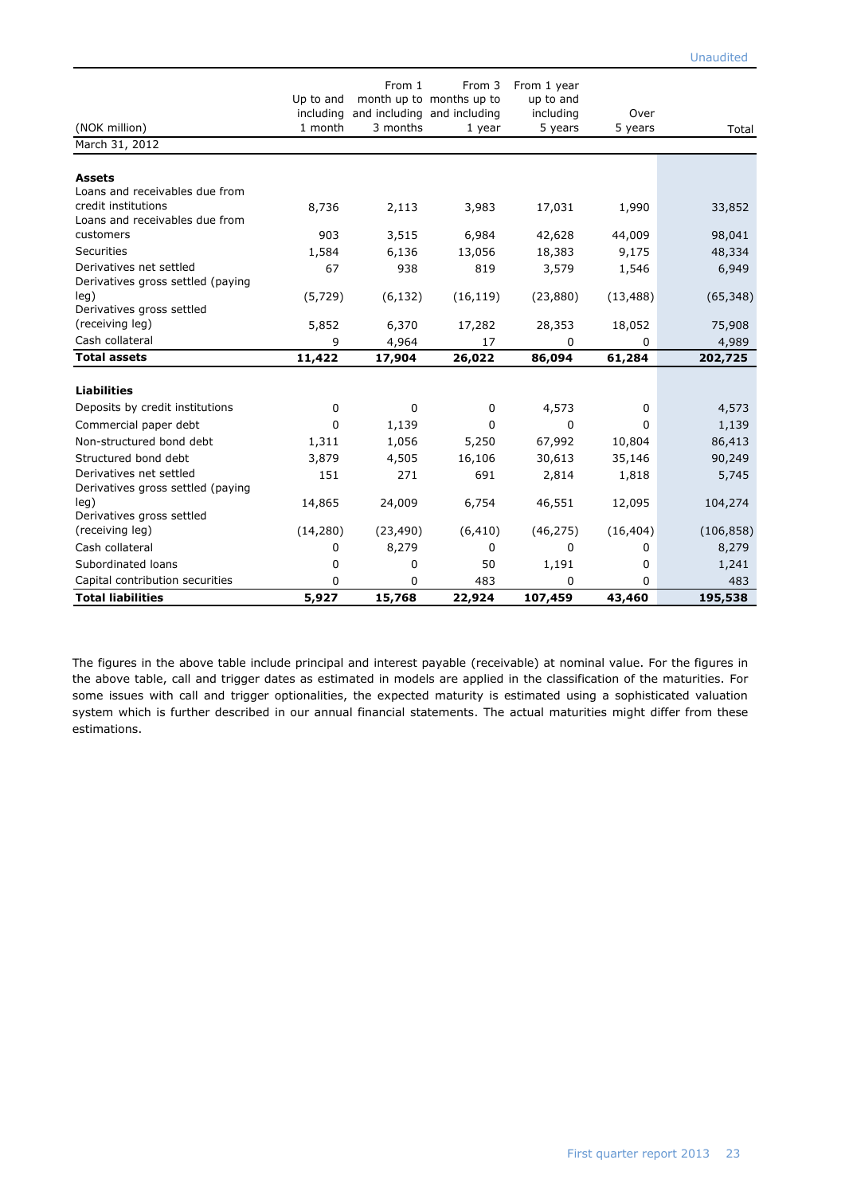Unaudited

| (NOK million) | Up to and including 1 month | From 1 month up to and including 3 months | From 3 months up to and including 1 year | From 1 year up to and including 5 years | Over 5 years | Total |
|---|---|---|---|---|---|---|
| March 31, 2012 | | | | | | |
| **Assets** | | | | | | |
| Loans and receivables due from credit institutions | 8,736 | 2,113 | 3,983 | 17,031 | 1,990 | 33,852 |
| Loans and receivables due from customers | 903 | 3,515 | 6,984 | 42,628 | 44,009 | 98,041 |
| Securities | 1,584 | 6,136 | 13,056 | 18,383 | 9,175 | 48,334 |
| Derivatives net settled | 67 | 938 | 819 | 3,579 | 1,546 | 6,949 |
| Derivatives gross settled (paying leg) | (5,729) | (6,132) | (16,119) | (23,880) | (13,488) | (65,348) |
| Derivatives gross settled (receiving leg) | 5,852 | 6,370 | 17,282 | 28,353 | 18,052 | 75,908 |
| Cash collateral | 9 | 4,964 | 17 | 0 | 0 | 4,989 |
| **Total assets** | **11,422** | **17,904** | **26,022** | **86,094** | **61,284** | **202,725** |
| **Liabilities** | | | | | | |
| Deposits by credit institutions | 0 | 0 | 0 | 4,573 | 0 | 4,573 |
| Commercial paper debt | 0 | 1,139 | 0 | 0 | 0 | 1,139 |
| Non-structured bond debt | 1,311 | 1,056 | 5,250 | 67,992 | 10,804 | 86,413 |
| Structured bond debt | 3,879 | 4,505 | 16,106 | 30,613 | 35,146 | 90,249 |
| Derivatives net settled | 151 | 271 | 691 | 2,814 | 1,818 | 5,745 |
| Derivatives gross settled (paying leg) | 14,865 | 24,009 | 6,754 | 46,551 | 12,095 | 104,274 |
| Derivatives gross settled (receiving leg) | (14,280) | (23,490) | (6,410) | (46,275) | (16,404) | (106,858) |
| Cash collateral | 0 | 8,279 | 0 | 0 | 0 | 8,279 |
| Subordinated loans | 0 | 0 | 50 | 1,191 | 0 | 1,241 |
| Capital contribution securities | 0 | 0 | 483 | 0 | 0 | 483 |
| **Total liabilities** | **5,927** | **15,768** | **22,924** | **107,459** | **43,460** | **195,538** |

The figures in the above table include principal and interest payable (receivable) at nominal value. For the figures in the above table, call and trigger dates as estimated in models are applied in the classification of the maturities. For some issues with call and trigger optionalities, the expected maturity is estimated using a sophisticated valuation system which is further described in our annual financial statements. The actual maturities might differ from these estimations.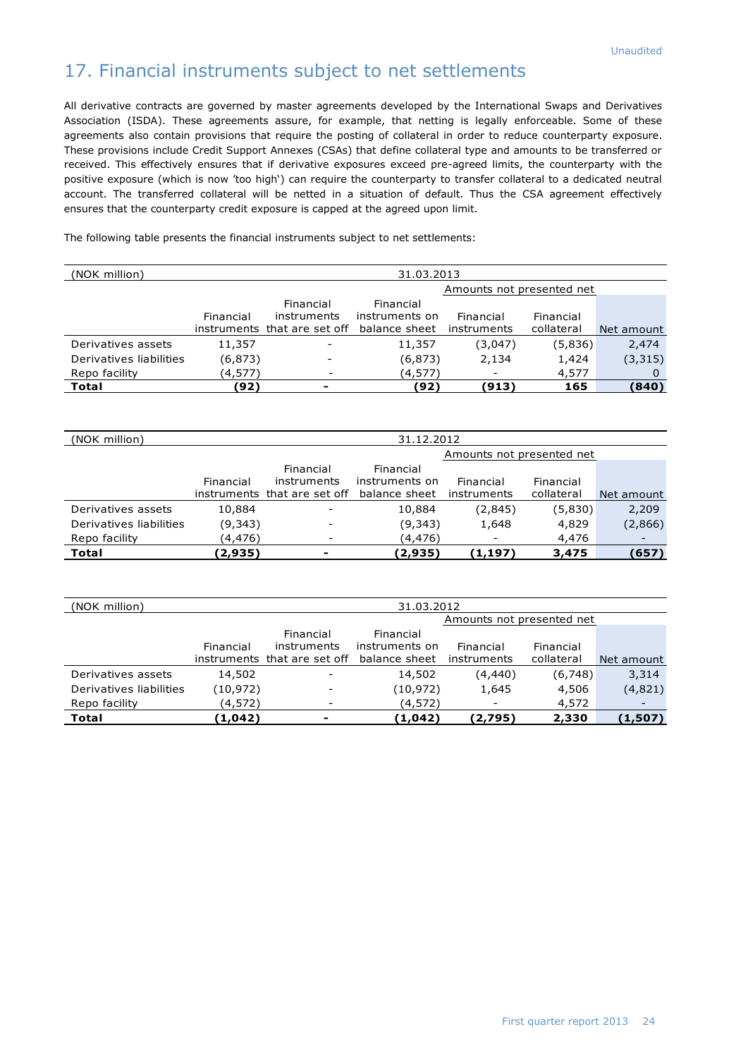Unaudited

# 17. Financial instruments subject to net settlements

All derivative contracts are governed by master agreements developed by the International Swaps and Derivatives Association (ISDA). These agreements assure, for example, that netting is legally enforceable. Some of these agreements also contain provisions that require the posting of collateral in order to reduce counterparty exposure. These provisions include Credit Support Annexes (CSAs) that define collateral type and amounts to be transferred or received. This effectively ensures that if derivative exposures exceed pre-agreed limits, the counterparty with the positive exposure (which is now 'too high') can require the counterparty to transfer collateral to a dedicated neutral account. The transferred collateral will be netted in a situation of default. Thus the CSA agreement effectively ensures that the counterparty credit exposure is capped at the agreed upon limit.

The following table presents the financial instruments subject to net settlements:

| (NOK million) | 31.03.2013 | | | | | |
|---|---|---|---|---|---|---|
| | | | | Amounts not presented net | | |
| | Financial instruments | Financial instruments that are set off | Financial instruments on balance sheet | Financial instruments | Financial collateral | Net amount |
| Derivatives assets | 11,357 | - | 11,357 | (3,047) | (5,836) | 2,474 |
| Derivatives liabilities | (6,873) | - | (6,873) | 2,134 | 1,424 | (3,315) |
| Repo facility | (4,577) | - | (4,577) | - | 4,577 | 0 |
| **Total** | **(92)** | **-** | **(92)** | **(913)** | **165** | **(840)** |

| (NOK million) | 31.12.2012 | | | | | |
|---|---|---|---|---|---|---|
| | | | | Amounts not presented net | | |
| | Financial instruments | Financial instruments that are set off | Financial instruments on balance sheet | Financial instruments | Financial collateral | Net amount |
| Derivatives assets | 10,884 | - | 10,884 | (2,845) | (5,830) | 2,209 |
| Derivatives liabilities | (9,343) | - | (9,343) | 1,648 | 4,829 | (2,866) |
| Repo facility | (4,476) | - | (4,476) | - | 4,476 | - |
| **Total** | **(2,935)** | **-** | **(2,935)** | **(1,197)** | **3,475** | **(657)** |

| (NOK million) | 31.03.2012 | | | | | |
|---|---|---|---|---|---|---|
| | | | | Amounts not presented net | | |
| | Financial instruments | Financial instruments that are set off | Financial instruments on balance sheet | Financial instruments | Financial collateral | Net amount |
| Derivatives assets | 14,502 | - | 14,502 | (4,440) | (6,748) | 3,314 |
| Derivatives liabilities | (10,972) | - | (10,972) | 1,645 | 4,506 | (4,821) |
| Repo facility | (4,572) | - | (4,572) | - | 4,572 | - |
| **Total** | **(1,042)** | **-** | **(1,042)** | **(2,795)** | **2,330** | **(1,507)** |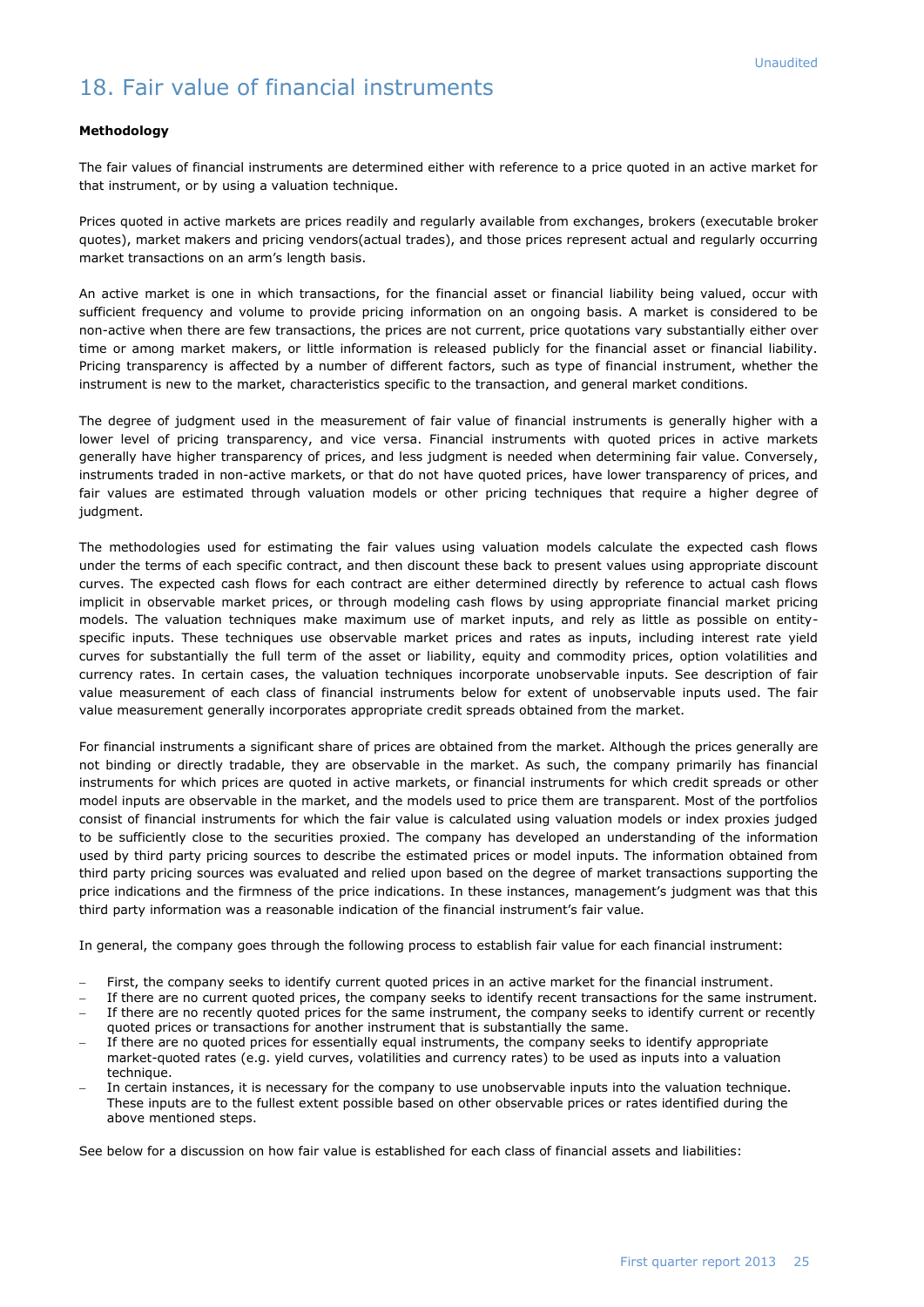Unaudited

# 18. Fair value of financial instruments

**Methodology**

The fair values of financial instruments are determined either with reference to a price quoted in an active market for that instrument, or by using a valuation technique.

Prices quoted in active markets are prices readily and regularly available from exchanges, brokers (executable broker quotes), market makers and pricing vendors(actual trades), and those prices represent actual and regularly occurring market transactions on an arm's length basis.

An active market is one in which transactions, for the financial asset or financial liability being valued, occur with sufficient frequency and volume to provide pricing information on an ongoing basis. A market is considered to be non-active when there are few transactions, the prices are not current, price quotations vary substantially either over time or among market makers, or little information is released publicly for the financial asset or financial liability. Pricing transparency is affected by a number of different factors, such as type of financial instrument, whether the instrument is new to the market, characteristics specific to the transaction, and general market conditions.

The degree of judgment used in the measurement of fair value of financial instruments is generally higher with a lower level of pricing transparency, and vice versa. Financial instruments with quoted prices in active markets generally have higher transparency of prices, and less judgment is needed when determining fair value. Conversely, instruments traded in non-active markets, or that do not have quoted prices, have lower transparency of prices, and fair values are estimated through valuation models or other pricing techniques that require a higher degree of judgment.

The methodologies used for estimating the fair values using valuation models calculate the expected cash flows under the terms of each specific contract, and then discount these back to present values using appropriate discount curves. The expected cash flows for each contract are either determined directly by reference to actual cash flows implicit in observable market prices, or through modeling cash flows by using appropriate financial market pricing models. The valuation techniques make maximum use of market inputs, and rely as little as possible on entity-specific inputs. These techniques use observable market prices and rates as inputs, including interest rate yield curves for substantially the full term of the asset or liability, equity and commodity prices, option volatilities and currency rates. In certain cases, the valuation techniques incorporate unobservable inputs. See description of fair value measurement of each class of financial instruments below for extent of unobservable inputs used. The fair value measurement generally incorporates appropriate credit spreads obtained from the market.

For financial instruments a significant share of prices are obtained from the market. Although the prices generally are not binding or directly tradable, they are observable in the market. As such, the company primarily has financial instruments for which prices are quoted in active markets, or financial instruments for which credit spreads or other model inputs are observable in the market, and the models used to price them are transparent. Most of the portfolios consist of financial instruments for which the fair value is calculated using valuation models or index proxies judged to be sufficiently close to the securities proxied. The company has developed an understanding of the information used by third party pricing sources to describe the estimated prices or model inputs. The information obtained from third party pricing sources was evaluated and relied upon based on the degree of market transactions supporting the price indications and the firmness of the price indications. In these instances, management's judgment was that this third party information was a reasonable indication of the financial instrument's fair value.

In general, the company goes through the following process to establish fair value for each financial instrument:

- First, the company seeks to identify current quoted prices in an active market for the financial instrument.
- If there are no current quoted prices, the company seeks to identify recent transactions for the same instrument.
- If there are no recently quoted prices for the same instrument, the company seeks to identify current or recently quoted prices or transactions for another instrument that is substantially the same.
- If there are no quoted prices for essentially equal instruments, the company seeks to identify appropriate market-quoted rates (e.g. yield curves, volatilities and currency rates) to be used as inputs into a valuation technique.
- In certain instances, it is necessary for the company to use unobservable inputs into the valuation technique. These inputs are to the fullest extent possible based on other observable prices or rates identified during the above mentioned steps.

See below for a discussion on how fair value is established for each class of financial assets and liabilities: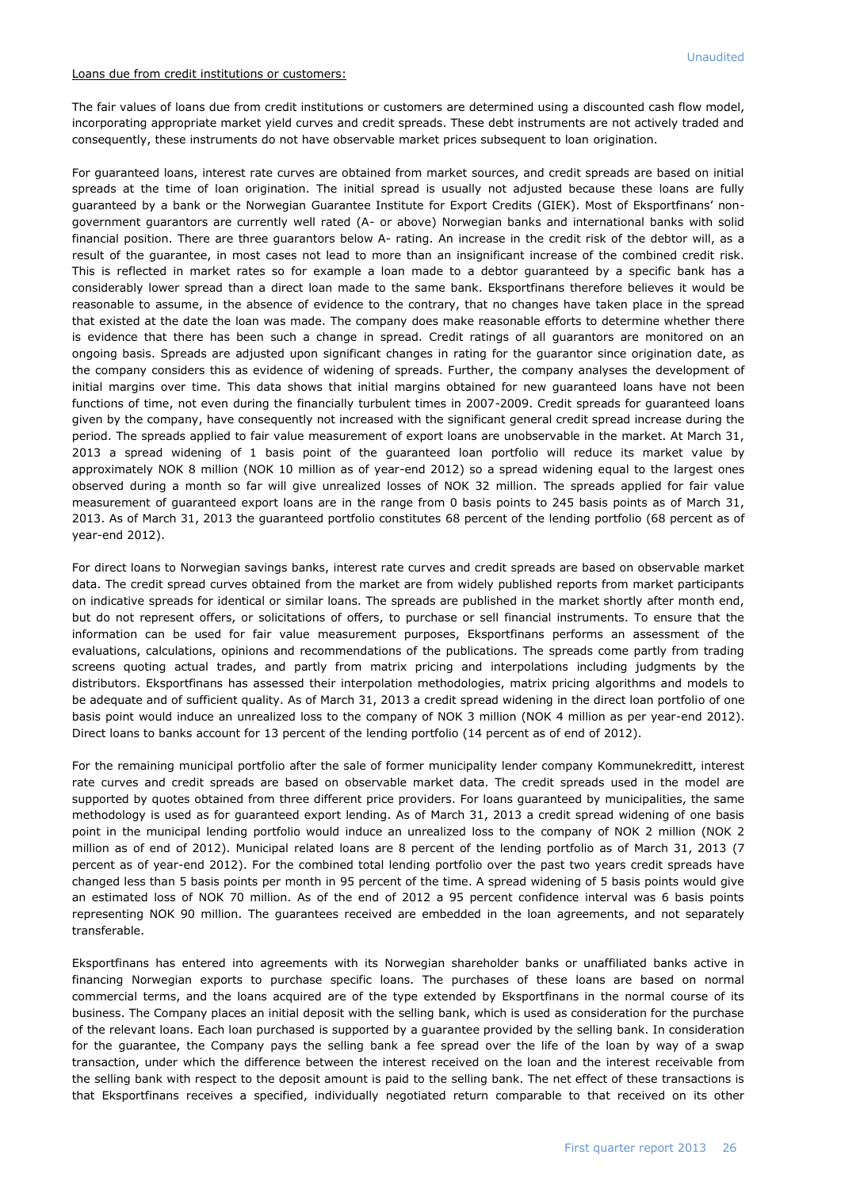Unaudited

Loans due from credit institutions or customers:

The fair values of loans due from credit institutions or customers are determined using a discounted cash flow model, incorporating appropriate market yield curves and credit spreads. These debt instruments are not actively traded and consequently, these instruments do not have observable market prices subsequent to loan origination.

For guaranteed loans, interest rate curves are obtained from market sources, and credit spreads are based on initial spreads at the time of loan origination. The initial spread is usually not adjusted because these loans are fully guaranteed by a bank or the Norwegian Guarantee Institute for Export Credits (GIEK). Most of Eksportfinans' non-government guarantors are currently well rated (A- or above) Norwegian banks and international banks with solid financial position. There are three guarantors below A- rating. An increase in the credit risk of the debtor will, as a result of the guarantee, in most cases not lead to more than an insignificant increase of the combined credit risk. This is reflected in market rates so for example a loan made to a debtor guaranteed by a specific bank has a considerably lower spread than a direct loan made to the same bank. Eksportfinans therefore believes it would be reasonable to assume, in the absence of evidence to the contrary, that no changes have taken place in the spread that existed at the date the loan was made. The company does make reasonable efforts to determine whether there is evidence that there has been such a change in spread. Credit ratings of all guarantors are monitored on an ongoing basis. Spreads are adjusted upon significant changes in rating for the guarantor since origination date, as the company considers this as evidence of widening of spreads. Further, the company analyses the development of initial margins over time. This data shows that initial margins obtained for new guaranteed loans have not been functions of time, not even during the financially turbulent times in 2007-2009. Credit spreads for guaranteed loans given by the company, have consequently not increased with the significant general credit spread increase during the period. The spreads applied to fair value measurement of export loans are unobservable in the market. At March 31, 2013 a spread widening of 1 basis point of the guaranteed loan portfolio will reduce its market value by approximately NOK 8 million (NOK 10 million as of year-end 2012) so a spread widening equal to the largest ones observed during a month so far will give unrealized losses of NOK 32 million. The spreads applied for fair value measurement of guaranteed export loans are in the range from 0 basis points to 245 basis points as of March 31, 2013. As of March 31, 2013 the guaranteed portfolio constitutes 68 percent of the lending portfolio (68 percent as of year-end 2012).

For direct loans to Norwegian savings banks, interest rate curves and credit spreads are based on observable market data. The credit spread curves obtained from the market are from widely published reports from market participants on indicative spreads for identical or similar loans. The spreads are published in the market shortly after month end, but do not represent offers, or solicitations of offers, to purchase or sell financial instruments. To ensure that the information can be used for fair value measurement purposes, Eksportfinans performs an assessment of the evaluations, calculations, opinions and recommendations of the publications. The spreads come partly from trading screens quoting actual trades, and partly from matrix pricing and interpolations including judgments by the distributors. Eksportfinans has assessed their interpolation methodologies, matrix pricing algorithms and models to be adequate and of sufficient quality. As of March 31, 2013 a credit spread widening in the direct loan portfolio of one basis point would induce an unrealized loss to the company of NOK 3 million (NOK 4 million as per year-end 2012). Direct loans to banks account for 13 percent of the lending portfolio (14 percent as of end of 2012).

For the remaining municipal portfolio after the sale of former municipality lender company Kommunekreditt, interest rate curves and credit spreads are based on observable market data. The credit spreads used in the model are supported by quotes obtained from three different price providers. For loans guaranteed by municipalities, the same methodology is used as for guaranteed export lending. As of March 31, 2013 a credit spread widening of one basis point in the municipal lending portfolio would induce an unrealized loss to the company of NOK 2 million (NOK 2 million as of end of 2012). Municipal related loans are 8 percent of the lending portfolio as of March 31, 2013 (7 percent as of year-end 2012). For the combined total lending portfolio over the past two years credit spreads have changed less than 5 basis points per month in 95 percent of the time. A spread widening of 5 basis points would give an estimated loss of NOK 70 million. As of the end of 2012 a 95 percent confidence interval was 6 basis points representing NOK 90 million. The guarantees received are embedded in the loan agreements, and not separately transferable.

Eksportfinans has entered into agreements with its Norwegian shareholder banks or unaffiliated banks active in financing Norwegian exports to purchase specific loans. The purchases of these loans are based on normal commercial terms, and the loans acquired are of the type extended by Eksportfinans in the normal course of its business. The Company places an initial deposit with the selling bank, which is used as consideration for the purchase of the relevant loans. Each loan purchased is supported by a guarantee provided by the selling bank. In consideration for the guarantee, the Company pays the selling bank a fee spread over the life of the loan by way of a swap transaction, under which the difference between the interest received on the loan and the interest receivable from the selling bank with respect to the deposit amount is paid to the selling bank. The net effect of these transactions is that Eksportfinans receives a specified, individually negotiated return comparable to that received on its other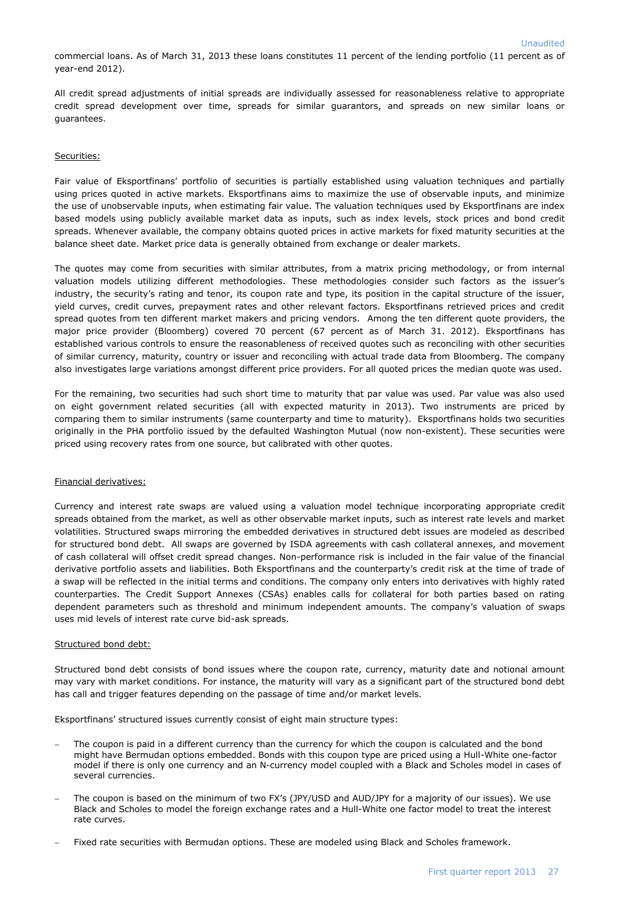commercial loans. As of March 31, 2013 these loans constitutes 11 percent of the lending portfolio (11 percent as of year-end 2012).

All credit spread adjustments of initial spreads are individually assessed for reasonableness relative to appropriate credit spread development over time, spreads for similar guarantors, and spreads on new similar loans or guarantees.

Securities:

Fair value of Eksportfinans' portfolio of securities is partially established using valuation techniques and partially using prices quoted in active markets. Eksportfinans aims to maximize the use of observable inputs, and minimize the use of unobservable inputs, when estimating fair value. The valuation techniques used by Eksportfinans are index based models using publicly available market data as inputs, such as index levels, stock prices and bond credit spreads. Whenever available, the company obtains quoted prices in active markets for fixed maturity securities at the balance sheet date. Market price data is generally obtained from exchange or dealer markets.

The quotes may come from securities with similar attributes, from a matrix pricing methodology, or from internal valuation models utilizing different methodologies. These methodologies consider such factors as the issuer's industry, the security's rating and tenor, its coupon rate and type, its position in the capital structure of the issuer, yield curves, credit curves, prepayment rates and other relevant factors. Eksportfinans retrieved prices and credit spread quotes from ten different market makers and pricing vendors. Among the ten different quote providers, the major price provider (Bloomberg) covered 70 percent (67 percent as of March 31. 2012). Eksportfinans has established various controls to ensure the reasonableness of received quotes such as reconciling with other securities of similar currency, maturity, country or issuer and reconciling with actual trade data from Bloomberg. The company also investigates large variations amongst different price providers. For all quoted prices the median quote was used.

For the remaining, two securities had such short time to maturity that par value was used. Par value was also used on eight government related securities (all with expected maturity in 2013). Two instruments are priced by comparing them to similar instruments (same counterparty and time to maturity). Eksportfinans holds two securities originally in the PHA portfolio issued by the defaulted Washington Mutual (now non-existent). These securities were priced using recovery rates from one source, but calibrated with other quotes.

Financial derivatives:

Currency and interest rate swaps are valued using a valuation model technique incorporating appropriate credit spreads obtained from the market, as well as other observable market inputs, such as interest rate levels and market volatilities. Structured swaps mirroring the embedded derivatives in structured debt issues are modeled as described for structured bond debt. All swaps are governed by ISDA agreements with cash collateral annexes, and movement of cash collateral will offset credit spread changes. Non-performance risk is included in the fair value of the financial derivative portfolio assets and liabilities. Both Eksportfinans and the counterparty's credit risk at the time of trade of a swap will be reflected in the initial terms and conditions. The company only enters into derivatives with highly rated counterparties. The Credit Support Annexes (CSAs) enables calls for collateral for both parties based on rating dependent parameters such as threshold and minimum independent amounts. The company's valuation of swaps uses mid levels of interest rate curve bid-ask spreads.

Structured bond debt:

Structured bond debt consists of bond issues where the coupon rate, currency, maturity date and notional amount may vary with market conditions. For instance, the maturity will vary as a significant part of the structured bond debt has call and trigger features depending on the passage of time and/or market levels.

Eksportfinans' structured issues currently consist of eight main structure types:

- The coupon is paid in a different currency than the currency for which the coupon is calculated and the bond might have Bermudan options embedded. Bonds with this coupon type are priced using a Hull-White one-factor model if there is only one currency and an N-currency model coupled with a Black and Scholes model in cases of several currencies.
- The coupon is based on the minimum of two FX's (JPY/USD and AUD/JPY for a majority of our issues). We use Black and Scholes to model the foreign exchange rates and a Hull-White one factor model to treat the interest rate curves.
- Fixed rate securities with Bermudan options. These are modeled using Black and Scholes framework.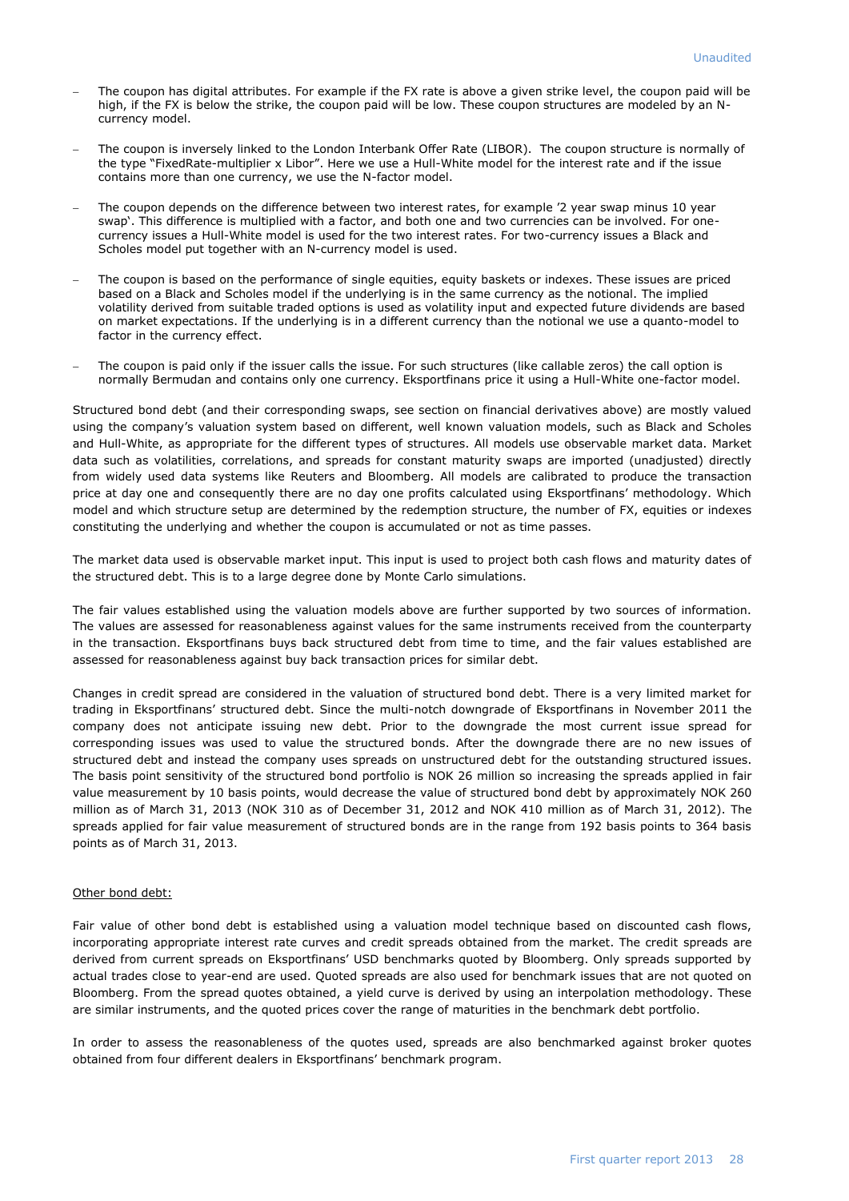- The coupon has digital attributes. For example if the FX rate is above a given strike level, the coupon paid will be high, if the FX is below the strike, the coupon paid will be low. These coupon structures are modeled by an N-currency model.

- The coupon is inversely linked to the London Interbank Offer Rate (LIBOR). The coupon structure is normally of the type "FixedRate-multiplier x Libor". Here we use a Hull-White model for the interest rate and if the issue contains more than one currency, we use the N-factor model.

- The coupon depends on the difference between two interest rates, for example '2 year swap minus 10 year swap'. This difference is multiplied with a factor, and both one and two currencies can be involved. For one-currency issues a Hull-White model is used for the two interest rates. For two-currency issues a Black and Scholes model put together with an N-currency model is used.

- The coupon is based on the performance of single equities, equity baskets or indexes. These issues are priced based on a Black and Scholes model if the underlying is in the same currency as the notional. The implied volatility derived from suitable traded options is used as volatility input and expected future dividends are based on market expectations. If the underlying is in a different currency than the notional we use a quanto-model to factor in the currency effect.

- The coupon is paid only if the issuer calls the issue. For such structures (like callable zeros) the call option is normally Bermudan and contains only one currency. Eksportfinans price it using a Hull-White one-factor model.

Structured bond debt (and their corresponding swaps, see section on financial derivatives above) are mostly valued using the company's valuation system based on different, well known valuation models, such as Black and Scholes and Hull-White, as appropriate for the different types of structures. All models use observable market data. Market data such as volatilities, correlations, and spreads for constant maturity swaps are imported (unadjusted) directly from widely used data systems like Reuters and Bloomberg. All models are calibrated to produce the transaction price at day one and consequently there are no day one profits calculated using Eksportfinans' methodology. Which model and which structure setup are determined by the redemption structure, the number of FX, equities or indexes constituting the underlying and whether the coupon is accumulated or not as time passes.

The market data used is observable market input. This input is used to project both cash flows and maturity dates of the structured debt. This is to a large degree done by Monte Carlo simulations.

The fair values established using the valuation models above are further supported by two sources of information. The values are assessed for reasonableness against values for the same instruments received from the counterparty in the transaction. Eksportfinans buys back structured debt from time to time, and the fair values established are assessed for reasonableness against buy back transaction prices for similar debt.

Changes in credit spread are considered in the valuation of structured bond debt. There is a very limited market for trading in Eksportfinans' structured debt. Since the multi-notch downgrade of Eksportfinans in November 2011 the company does not anticipate issuing new debt. Prior to the downgrade the most current issue spread for corresponding issues was used to value the structured bonds. After the downgrade there are no new issues of structured debt and instead the company uses spreads on unstructured debt for the outstanding structured issues. The basis point sensitivity of the structured bond portfolio is NOK 26 million so increasing the spreads applied in fair value measurement by 10 basis points, would decrease the value of structured bond debt by approximately NOK 260 million as of March 31, 2013 (NOK 310 as of December 31, 2012 and NOK 410 million as of March 31, 2012). The spreads applied for fair value measurement of structured bonds are in the range from 192 basis points to 364 basis points as of March 31, 2013.

Other bond debt:

Fair value of other bond debt is established using a valuation model technique based on discounted cash flows, incorporating appropriate interest rate curves and credit spreads obtained from the market. The credit spreads are derived from current spreads on Eksportfinans' USD benchmarks quoted by Bloomberg. Only spreads supported by actual trades close to year-end are used. Quoted spreads are also used for benchmark issues that are not quoted on Bloomberg. From the spread quotes obtained, a yield curve is derived by using an interpolation methodology. These are similar instruments, and the quoted prices cover the range of maturities in the benchmark debt portfolio.

In order to assess the reasonableness of the quotes used, spreads are also benchmarked against broker quotes obtained from four different dealers in Eksportfinans' benchmark program.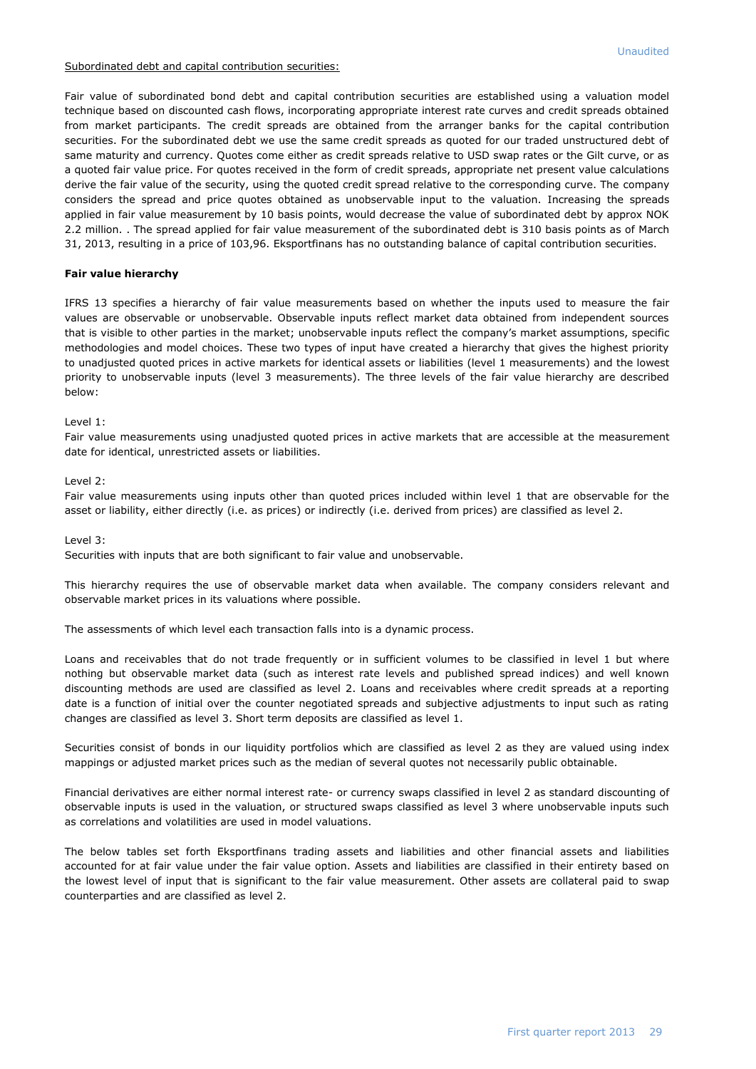Subordinated debt and capital contribution securities:

Fair value of subordinated bond debt and capital contribution securities are established using a valuation model technique based on discounted cash flows, incorporating appropriate interest rate curves and credit spreads obtained from market participants. The credit spreads are obtained from the arranger banks for the capital contribution securities. For the subordinated debt we use the same credit spreads as quoted for our traded unstructured debt of same maturity and currency. Quotes come either as credit spreads relative to USD swap rates or the Gilt curve, or as a quoted fair value price. For quotes received in the form of credit spreads, appropriate net present value calculations derive the fair value of the security, using the quoted credit spread relative to the corresponding curve. The company considers the spread and price quotes obtained as unobservable input to the valuation. Increasing the spreads applied in fair value measurement by 10 basis points, would decrease the value of subordinated debt by approx NOK 2.2 million. . The spread applied for fair value measurement of the subordinated debt is 310 basis points as of March 31, 2013, resulting in a price of 103,96. Eksportfinans has no outstanding balance of capital contribution securities.

**Fair value hierarchy**

IFRS 13 specifies a hierarchy of fair value measurements based on whether the inputs used to measure the fair values are observable or unobservable. Observable inputs reflect market data obtained from independent sources that is visible to other parties in the market; unobservable inputs reflect the company's market assumptions, specific methodologies and model choices. These two types of input have created a hierarchy that gives the highest priority to unadjusted quoted prices in active markets for identical assets or liabilities (level 1 measurements) and the lowest priority to unobservable inputs (level 3 measurements). The three levels of the fair value hierarchy are described below:

Level 1:
Fair value measurements using unadjusted quoted prices in active markets that are accessible at the measurement date for identical, unrestricted assets or liabilities.

Level 2:
Fair value measurements using inputs other than quoted prices included within level 1 that are observable for the asset or liability, either directly (i.e. as prices) or indirectly (i.e. derived from prices) are classified as level 2.

Level 3:
Securities with inputs that are both significant to fair value and unobservable.

This hierarchy requires the use of observable market data when available. The company considers relevant and observable market prices in its valuations where possible.

The assessments of which level each transaction falls into is a dynamic process.

Loans and receivables that do not trade frequently or in sufficient volumes to be classified in level 1 but where nothing but observable market data (such as interest rate levels and published spread indices) and well known discounting methods are used are classified as level 2. Loans and receivables where credit spreads at a reporting date is a function of initial over the counter negotiated spreads and subjective adjustments to input such as rating changes are classified as level 3. Short term deposits are classified as level 1.

Securities consist of bonds in our liquidity portfolios which are classified as level 2 as they are valued using index mappings or adjusted market prices such as the median of several quotes not necessarily public obtainable.

Financial derivatives are either normal interest rate- or currency swaps classified in level 2 as standard discounting of observable inputs is used in the valuation, or structured swaps classified as level 3 where unobservable inputs such as correlations and volatilities are used in model valuations.

The below tables set forth Eksportfinans trading assets and liabilities and other financial assets and liabilities accounted for at fair value under the fair value option. Assets and liabilities are classified in their entirety based on the lowest level of input that is significant to the fair value measurement. Other assets are collateral paid to swap counterparties and are classified as level 2.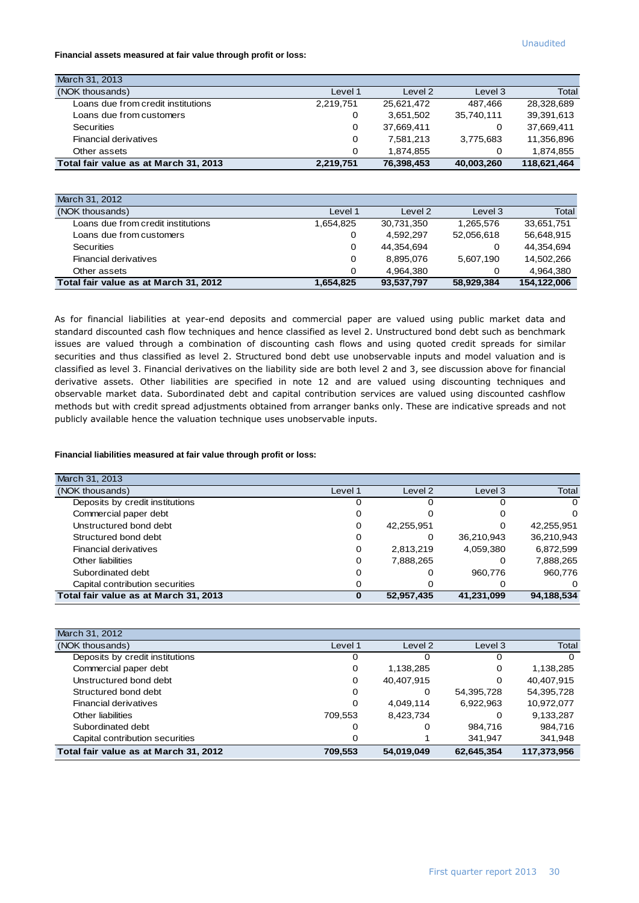Unaudited

**Financial assets measured at fair value through profit or loss:**

| March 31, 2013 | | | | |
|---|---|---|---|---|
| (NOK thousands) | Level 1 | Level 2 | Level 3 | Total |
| Loans due from credit institutions | 2,219,751 | 25,621,472 | 487,466 | 28,328,689 |
| Loans due from customers | 0 | 3,651,502 | 35,740,111 | 39,391,613 |
| Securities | 0 | 37,669,411 | 0 | 37,669,411 |
| Financial derivatives | 0 | 7,581,213 | 3,775,683 | 11,356,896 |
| Other assets | 0 | 1,874,855 | 0 | 1,874,855 |
| **Total fair value as at March 31, 2013** | **2,219,751** | **76,398,453** | **40,003,260** | **118,621,464** |

| March 31, 2012 | | | | |
|---|---|---|---|---|
| (NOK thousands) | Level 1 | Level 2 | Level 3 | Total |
| Loans due from credit institutions | 1,654,825 | 30,731,350 | 1,265,576 | 33,651,751 |
| Loans due from customers | 0 | 4,592,297 | 52,056,618 | 56,648,915 |
| Securities | 0 | 44,354,694 | 0 | 44,354,694 |
| Financial derivatives | 0 | 8,895,076 | 5,607,190 | 14,502,266 |
| Other assets | 0 | 4,964,380 | 0 | 4,964,380 |
| **Total fair value as at March 31, 2012** | **1,654,825** | **93,537,797** | **58,929,384** | **154,122,006** |

As for financial liabilities at year-end deposits and commercial paper are valued using public market data and standard discounted cash flow techniques and hence classified as level 2. Unstructured bond debt such as benchmark issues are valued through a combination of discounting cash flows and using quoted credit spreads for similar securities and thus classified as level 2. Structured bond debt use unobservable inputs and model valuation and is classified as level 3. Financial derivatives on the liability side are both level 2 and 3, see discussion above for financial derivative assets. Other liabilities are specified in note 12 and are valued using discounting techniques and observable market data. Subordinated debt and capital contribution services are valued using discounted cashflow methods but with credit spread adjustments obtained from arranger banks only. These are indicative spreads and not publicly available hence the valuation technique uses unobservable inputs.

**Financial liabilities measured at fair value through profit or loss:**

| March 31, 2013 | | | | |
|---|---|---|---|---|
| (NOK thousands) | Level 1 | Level 2 | Level 3 | Total |
| Deposits by credit institutions | 0 | 0 | 0 | 0 |
| Commercial paper debt | 0 | 0 | 0 | 0 |
| Unstructured bond debt | 0 | 42,255,951 | 0 | 42,255,951 |
| Structured bond debt | 0 | 0 | 36,210,943 | 36,210,943 |
| Financial derivatives | 0 | 2,813,219 | 4,059,380 | 6,872,599 |
| Other liabilities | 0 | 7,888,265 | 0 | 7,888,265 |
| Subordinated debt | 0 | 0 | 960,776 | 960,776 |
| Capital contribution securities | 0 | 0 | 0 | 0 |
| **Total fair value as at March 31, 2013** | **0** | **52,957,435** | **41,231,099** | **94,188,534** |

| March 31, 2012 | | | | |
|---|---|---|---|---|
| (NOK thousands) | Level 1 | Level 2 | Level 3 | Total |
| Deposits by credit institutions | 0 | 0 | 0 | 0 |
| Commercial paper debt | 0 | 1,138,285 | 0 | 1,138,285 |
| Unstructured bond debt | 0 | 40,407,915 | 0 | 40,407,915 |
| Structured bond debt | 0 | 0 | 54,395,728 | 54,395,728 |
| Financial derivatives | 0 | 4,049,114 | 6,922,963 | 10,972,077 |
| Other liabilities | 709,553 | 8,423,734 | 0 | 9,133,287 |
| Subordinated debt | 0 | 0 | 984,716 | 984,716 |
| Capital contribution securities | 0 | 1 | 341,947 | 341,948 |
| **Total fair value as at March 31, 2012** | **709,553** | **54,019,049** | **62,645,354** | **117,373,956** |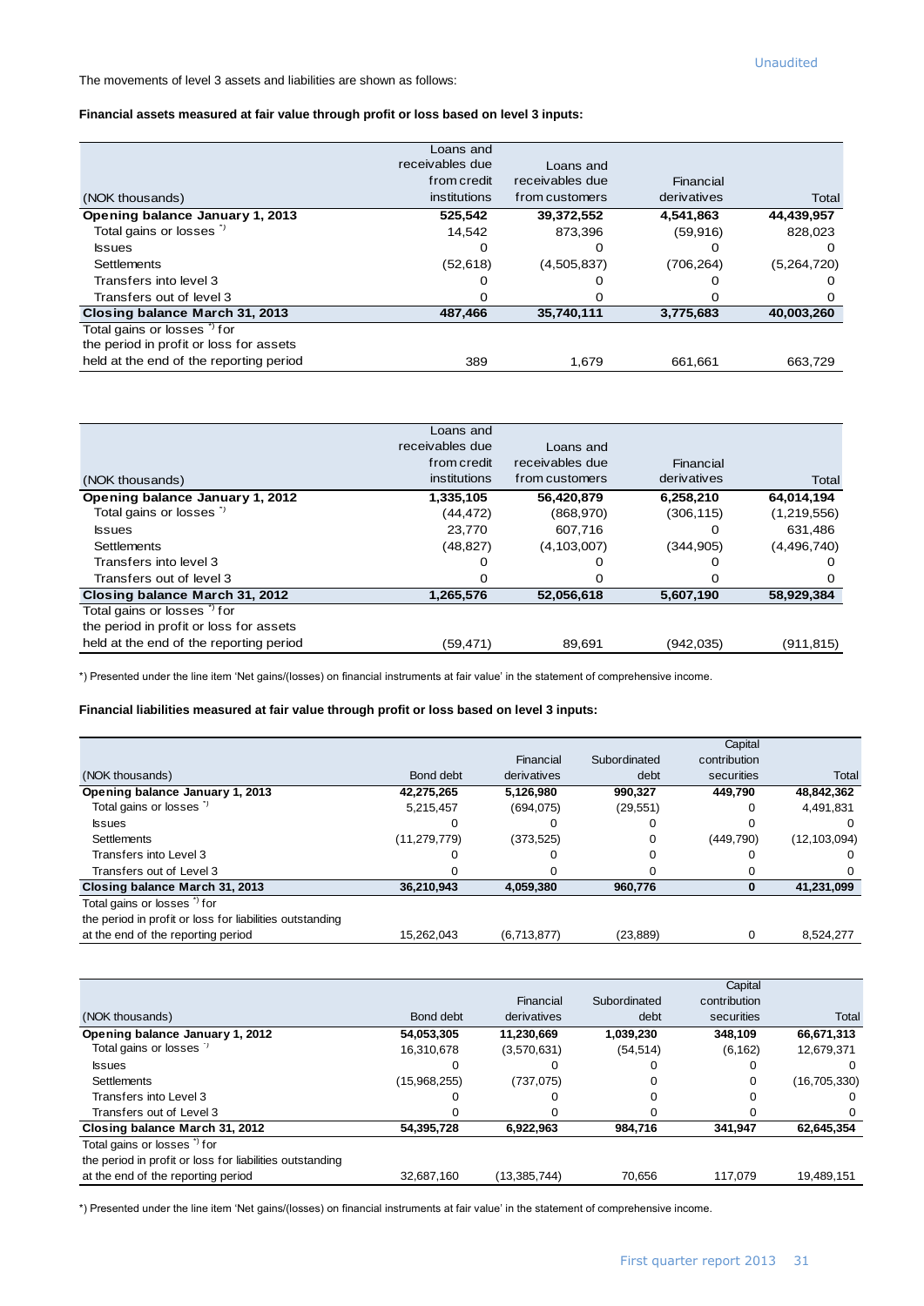Unaudited

The movements of level 3 assets and liabilities are shown as follows:

**Financial assets measured at fair value through profit or loss based on level 3 inputs:**

| (NOK thousands) | Loans and receivables due from credit institutions | Loans and receivables due from customers | Financial derivatives | Total |
|---|---|---|---|---|
| **Opening balance January 1, 2013** | **525,542** | **39,372,552** | **4,541,863** | **44,439,957** |
| Total gains or losses *) | 14,542 | 873,396 | (59,916) | 828,023 |
| Issues | 0 | 0 | 0 | 0 |
| Settlements | (52,618) | (4,505,837) | (706,264) | (5,264,720) |
| Transfers into level 3 | 0 | 0 | 0 | 0 |
| Transfers out of level 3 | 0 | 0 | 0 | 0 |
| **Closing balance March 31, 2013** | **487,466** | **35,740,111** | **3,775,683** | **40,003,260** |
| Total gains or losses *) for the period in profit or loss for assets held at the end of the reporting period | 389 | 1,679 | 661,661 | 663,729 |

| (NOK thousands) | Loans and receivables due from credit institutions | Loans and receivables due from customers | Financial derivatives | Total |
|---|---|---|---|---|
| **Opening balance January 1, 2012** | **1,335,105** | **56,420,879** | **6,258,210** | **64,014,194** |
| Total gains or losses *) | (44,472) | (868,970) | (306,115) | (1,219,556) |
| Issues | 23,770 | 607,716 | 0 | 631,486 |
| Settlements | (48,827) | (4,103,007) | (344,905) | (4,496,740) |
| Transfers into level 3 | 0 | 0 | 0 | 0 |
| Transfers out of level 3 | 0 | 0 | 0 | 0 |
| **Closing balance March 31, 2012** | **1,265,576** | **52,056,618** | **5,607,190** | **58,929,384** |
| Total gains or losses *) for the period in profit or loss for assets held at the end of the reporting period | (59,471) | 89,691 | (942,035) | (911,815) |

*) Presented under the line item 'Net gains/(losses) on financial instruments at fair value' in the statement of comprehensive income.

**Financial liabilities measured at fair value through profit or loss based on level 3 inputs:**

| (NOK thousands) | Bond debt | Financial derivatives | Subordinated debt | Capital contribution securities | Total |
|---|---|---|---|---|---|
| **Opening balance January 1, 2013** | **42,275,265** | **5,126,980** | **990,327** | **449,790** | **48,842,362** |
| Total gains or losses *) | 5,215,457 | (694,075) | (29,551) | 0 | 4,491,831 |
| Issues | 0 | 0 | 0 | 0 | 0 |
| Settlements | (11,279,779) | (373,525) | 0 | (449,790) | (12,103,094) |
| Transfers into Level 3 | 0 | 0 | 0 | 0 | 0 |
| Transfers out of Level 3 | 0 | 0 | 0 | 0 | 0 |
| **Closing balance March 31, 2013** | **36,210,943** | **4,059,380** | **960,776** | **0** | **41,231,099** |
| Total gains or losses *) for the period in profit or loss for liabilities outstanding at the end of the reporting period | 15,262,043 | (6,713,877) | (23,889) | 0 | 8,524,277 |

| (NOK thousands) | Bond debt | Financial derivatives | Subordinated debt | Capital contribution securities | Total |
|---|---|---|---|---|---|
| **Opening balance January 1, 2012** | **54,053,305** | **11,230,669** | **1,039,230** | **348,109** | **66,671,313** |
| Total gains or losses *) | 16,310,678 | (3,570,631) | (54,514) | (6,162) | 12,679,371 |
| Issues | 0 | 0 | 0 | 0 | 0 |
| Settlements | (15,968,255) | (737,075) | 0 | 0 | (16,705,330) |
| Transfers into Level 3 | 0 | 0 | 0 | 0 | 0 |
| Transfers out of Level 3 | 0 | 0 | 0 | 0 | 0 |
| **Closing balance March 31, 2012** | **54,395,728** | **6,922,963** | **984,716** | **341,947** | **62,645,354** |
| Total gains or losses *) for the period in profit or loss for liabilities outstanding at the end of the reporting period | 32,687,160 | (13,385,744) | 70,656 | 117,079 | 19,489,151 |

*) Presented under the line item 'Net gains/(losses) on financial instruments at fair value' in the statement of comprehensive income.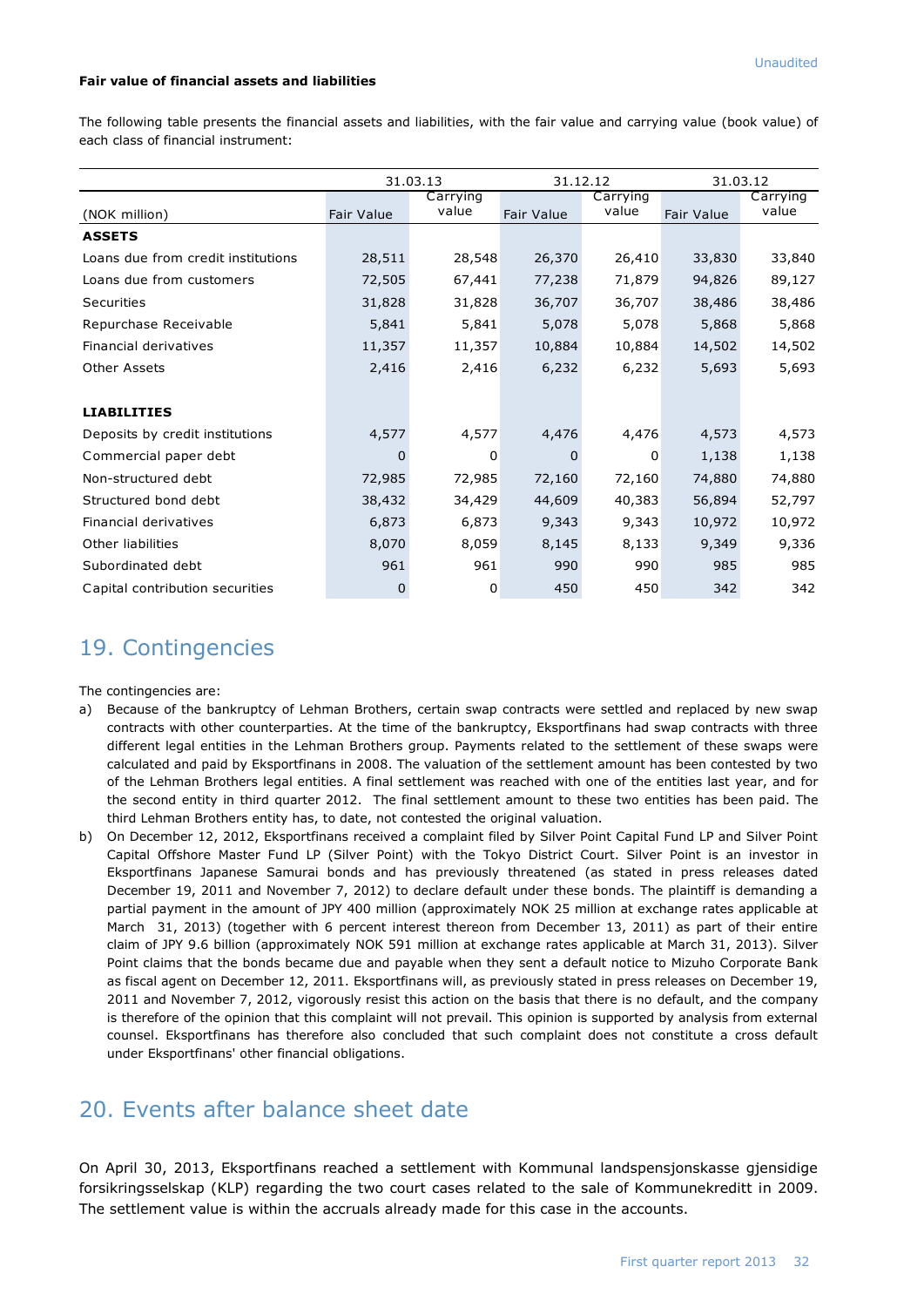Unaudited

**Fair value of financial assets and liabilities**

The following table presents the financial assets and liabilities, with the fair value and carrying value (book value) of each class of financial instrument:

| | 31.03.13 | | 31.12.12 | | 31.03.12 | |
|---|---|---|---|---|---|---|
| (NOK million) | Fair Value | Carrying value | Fair Value | Carrying value | Fair Value | Carrying value |
| **ASSETS** | | | | | | |
| Loans due from credit institutions | 28,511 | 28,548 | 26,370 | 26,410 | 33,830 | 33,840 |
| Loans due from customers | 72,505 | 67,441 | 77,238 | 71,879 | 94,826 | 89,127 |
| Securities | 31,828 | 31,828 | 36,707 | 36,707 | 38,486 | 38,486 |
| Repurchase Receivable | 5,841 | 5,841 | 5,078 | 5,078 | 5,868 | 5,868 |
| Financial derivatives | 11,357 | 11,357 | 10,884 | 10,884 | 14,502 | 14,502 |
| Other Assets | 2,416 | 2,416 | 6,232 | 6,232 | 5,693 | 5,693 |
| **LIABILITIES** | | | | | | |
| Deposits by credit institutions | 4,577 | 4,577 | 4,476 | 4,476 | 4,573 | 4,573 |
| Commercial paper debt | 0 | 0 | 0 | 0 | 1,138 | 1,138 |
| Non-structured debt | 72,985 | 72,985 | 72,160 | 72,160 | 74,880 | 74,880 |
| Structured bond debt | 38,432 | 34,429 | 44,609 | 40,383 | 56,894 | 52,797 |
| Financial derivatives | 6,873 | 6,873 | 9,343 | 9,343 | 10,972 | 10,972 |
| Other liabilities | 8,070 | 8,059 | 8,145 | 8,133 | 9,349 | 9,336 |
| Subordinated debt | 961 | 961 | 990 | 990 | 985 | 985 |
| Capital contribution securities | 0 | 0 | 450 | 450 | 342 | 342 |

## 19. Contingencies

The contingencies are:

a) Because of the bankruptcy of Lehman Brothers, certain swap contracts were settled and replaced by new swap contracts with other counterparties. At the time of the bankruptcy, Eksportfinans had swap contracts with three different legal entities in the Lehman Brothers group. Payments related to the settlement of these swaps were calculated and paid by Eksportfinans in 2008. The valuation of the settlement amount has been contested by two of the Lehman Brothers legal entities. A final settlement was reached with one of the entities last year, and for the second entity in third quarter 2012. The final settlement amount to these two entities has been paid. The third Lehman Brothers entity has, to date, not contested the original valuation.

b) On December 12, 2012, Eksportfinans received a complaint filed by Silver Point Capital Fund LP and Silver Point Capital Offshore Master Fund LP (Silver Point) with the Tokyo District Court. Silver Point is an investor in Eksportfinans Japanese Samurai bonds and has previously threatened (as stated in press releases dated December 19, 2011 and November 7, 2012) to declare default under these bonds. The plaintiff is demanding a partial payment in the amount of JPY 400 million (approximately NOK 25 million at exchange rates applicable at March 31, 2013) (together with 6 percent interest thereon from December 13, 2011) as part of their entire claim of JPY 9.6 billion (approximately NOK 591 million at exchange rates applicable at March 31, 2013). Silver Point claims that the bonds became due and payable when they sent a default notice to Mizuho Corporate Bank as fiscal agent on December 12, 2011. Eksportfinans will, as previously stated in press releases on December 19, 2011 and November 7, 2012, vigorously resist this action on the basis that there is no default, and the company is therefore of the opinion that this complaint will not prevail. This opinion is supported by analysis from external counsel. Eksportfinans has therefore also concluded that such complaint does not constitute a cross default under Eksportfinans' other financial obligations.

## 20. Events after balance sheet date

On April 30, 2013, Eksportfinans reached a settlement with Kommunal landspensjonskasse gjensidige forsikringsselskap (KLP) regarding the two court cases related to the sale of Kommunekreditt in 2009. The settlement value is within the accruals already made for this case in the accounts.